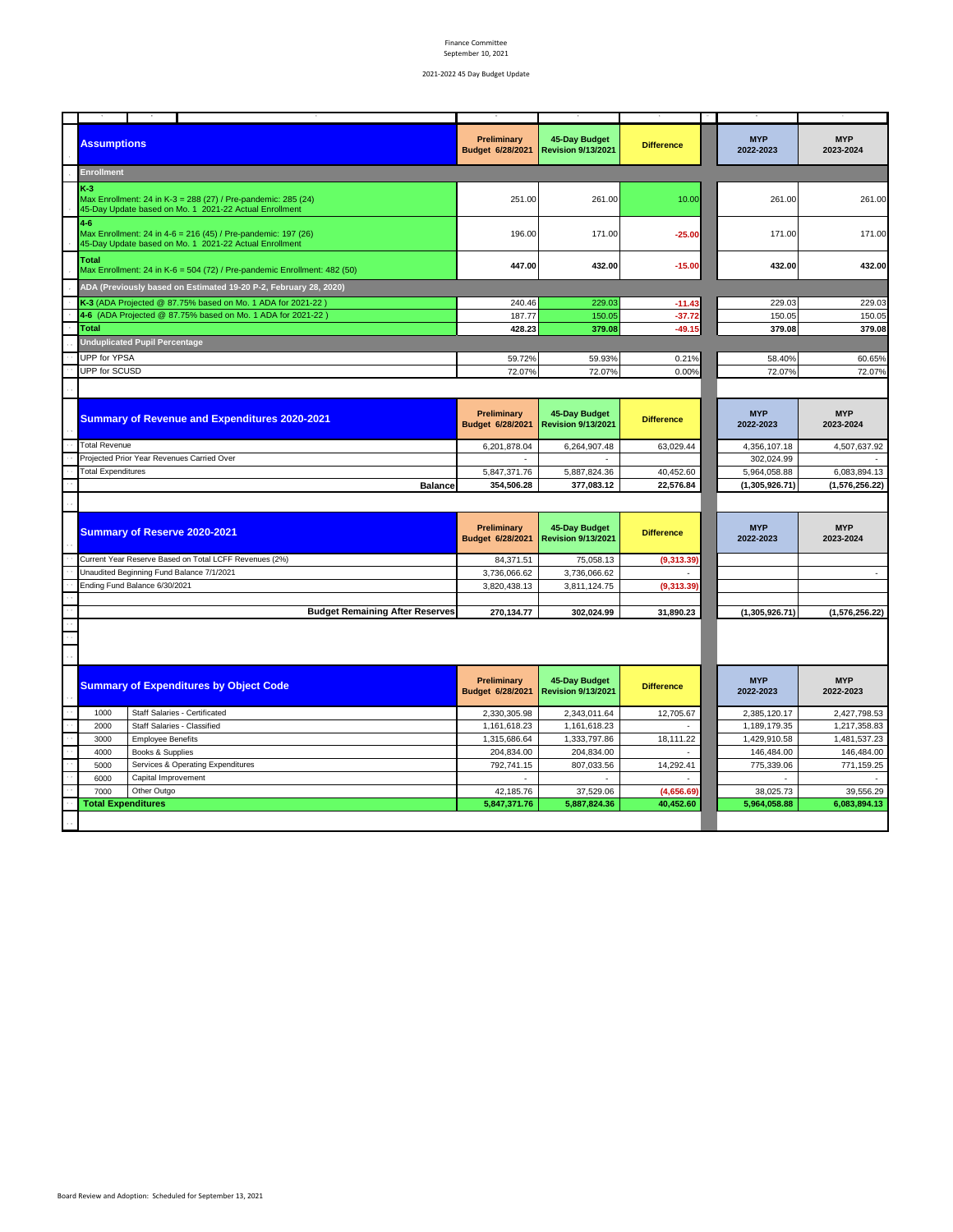Finance Committee
September 10, 2021

2021-2022 45 Day Budget Update

| Assumptions | Preliminary Budget 6/28/2021 | 45-Day Budget Revision 9/13/2021 | Difference | MYP 2022-2023 | MYP 2023-2024 |
|---|---|---|---|---|---|
| **Enrollment** | | | | | |
| **K-3** Max Enrollment: 24 in K-3 = 288 (27) / Pre-pandemic: 285 (24) 45-Day Update based on Mo. 1 2021-22 Actual Enrollment | 251.00 | 261.00 | 10.00 | 261.00 | 261.00 |
| **4-6** Max Enrollment: 24 in 4-6 = 216 (45) / Pre-pandemic: 197 (26) 45-Day Update based on Mo. 1 2021-22 Actual Enrollment | 196.00 | 171.00 | -25.00 | 171.00 | 171.00 |
| **Total** Max Enrollment: 24 in K-6 = 504 (72) / Pre-pandemic Enrollment: 482 (50) | 447.00 | 432.00 | -15.00 | 432.00 | 432.00 |
| **ADA (Previously based on Estimated 19-20 P-2, February 28, 2020)** | | | | | |
| **K-3** (ADA Projected @ 87.75% based on Mo. 1 ADA for 2021-22 ) | 240.46 | 229.03 | -11.43 | 229.03 | 229.03 |
| **4-6** (ADA Projected @ 87.75% based on Mo. 1 ADA for 2021-22 ) | 187.77 | 150.05 | -37.72 | 150.05 | 150.05 |
| **Total** | 428.23 | 379.08 | -49.15 | 379.08 | 379.08 |
| **Unduplicated Pupil Percentage** | | | | | |
| UPP for YPSA | 59.72% | 59.93% | 0.21% | 58.40% | 60.65% |
| UPP for SCUSD | 72.07% | 72.07% | 0.00% | 72.07% | 72.07% |

| Summary of Revenue and Expenditures 2020-2021 | Preliminary Budget 6/28/2021 | 45-Day Budget Revision 9/13/2021 | Difference | MYP 2022-2023 | MYP 2023-2024 |
|---|---|---|---|---|---|
| Total Revenue | 6,201,878.04 | 6,264,907.48 | 63,029.44 | 4,356,107.18 | 4,507,637.92 |
| Projected Prior Year Revenues Carried Over | - | - | - | 302,024.99 | - |
| Total Expenditures | 5,847,371.76 | 5,887,824.36 | 40,452.60 | 5,964,058.88 | 6,083,894.13 |
| **Balance** | **354,506.28** | **377,083.12** | **22,576.84** | **(1,305,926.71)** | **(1,576,256.22)** |

| Summary of Reserve 2020-2021 | Preliminary Budget 6/28/2021 | 45-Day Budget Revision 9/13/2021 | Difference | MYP 2022-2023 | MYP 2023-2024 |
|---|---|---|---|---|---|
| Current Year Reserve Based on Total LCFF Revenues (2%) | 84,371.51 | 75,058.13 | (9,313.39) | | |
| Unaudited Beginning Fund Balance 7/1/2021 | 3,736,066.62 | 3,736,066.62 | - | | - |
| Ending Fund Balance 6/30/2021 | 3,820,438.13 | 3,811,124.75 | (9,313.39) | | |
| **Budget Remaining After Reserves** | **270,134.77** | **302,024.99** | **31,890.23** | **(1,305,926.71)** | **(1,576,256.22)** |

| Summary of Expenditures by Object Code | | Preliminary Budget 6/28/2021 | 45-Day Budget Revision 9/13/2021 | Difference | MYP 2022-2023 | MYP 2022-2023 |
|---|---|---|---|---|---|---|
| 1000 | Staff Salaries - Certificated | 2,330,305.98 | 2,343,011.64 | 12,705.67 | 2,385,120.17 | 2,427,798.53 |
| 2000 | Staff Salaries - Classified | 1,161,618.23 | 1,161,618.23 | - | 1,189,179.35 | 1,217,358.83 |
| 3000 | Employee Benefits | 1,315,686.64 | 1,333,797.86 | 18,111.22 | 1,429,910.58 | 1,481,537.23 |
| 4000 | Books & Supplies | 204,834.00 | 204,834.00 | - | 146,484.00 | 146,484.00 |
| 5000 | Services & Operating Expenditures | 792,741.15 | 807,033.56 | 14,292.41 | 775,339.06 | 771,159.25 |
| 6000 | Capital Improvement | - | - | - | - | - |
| 7000 | Other Outgo | 42,185.76 | 37,529.06 | (4,656.69) | 38,025.73 | 39,556.29 |
| **Total Expenditures** | | **5,847,371.76** | **5,887,824.36** | **40,452.60** | **5,964,058.88** | **6,083,894.13** |

Board Review and Adoption: Scheduled for September 13, 2021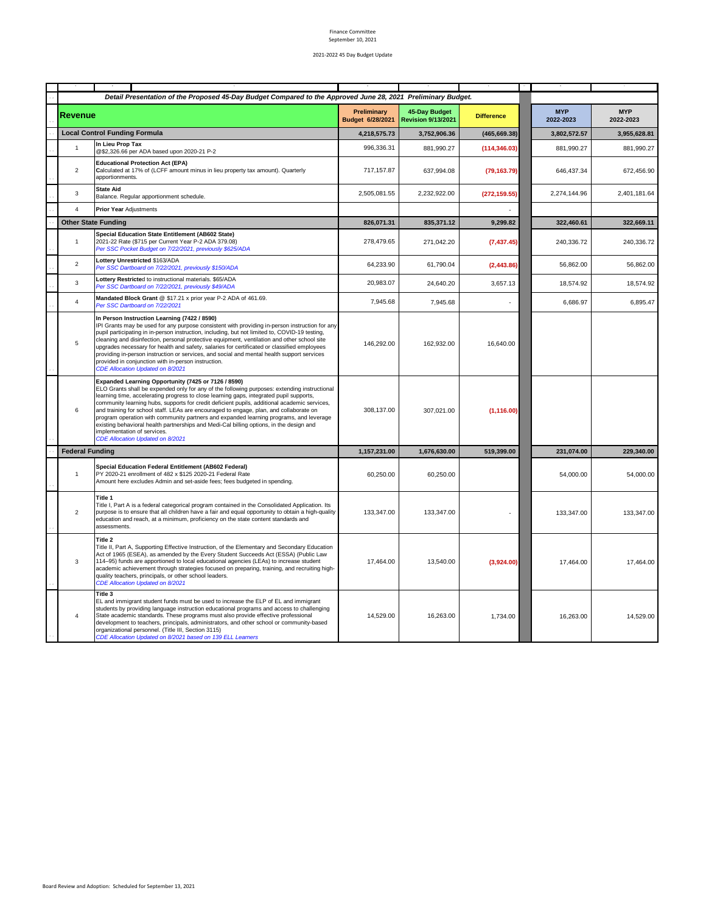Finance Committee
September 10, 2021

2021-2022 45 Day Budget Update

**Detail Presentation of the Proposed 45-Day Budget Compared to the Approved June 28, 2021 Preliminary Budget.**

| Revenue | | Preliminary Budget 6/28/2021 | 45-Day Budget Revision 9/13/2021 | Difference | MYP 2022-2023 | MYP 2022-2023 |
|---|---|---|---|---|---|---|
| **Local Control Funding Formula** | | **4,218,575.73** | **3,752,906.36** | **(465,669.38)** | **3,802,572.57** | **3,955,628.81** |
| 1 | **In Lieu Prop Tax** @$2,326.66 per ADA based upon 2020-21 P-2 | 996,336.31 | 881,990.27 | (114,346.03) | 881,990.27 | 881,990.27 |
| 2 | **Educational Protection Act (EPA)** Calculated at 17% of (LCFF amount minus in lieu property tax amount). Quarterly apportionments. | 717,157.87 | 637,994.08 | (79,163.79) | 646,437.34 | 672,456.90 |
| 3 | **State Aid** Balance. Regular apportionment schedule. | 2,505,081.55 | 2,232,922.00 | (272,159.55) | 2,274,144.96 | 2,401,181.64 |
| 4 | **Prior Year** Adjustments | | | - | | |
| **Other State Funding** | | **826,071.31** | **835,371.12** | **9,299.82** | **322,460.61** | **322,669.11** |
| 1 | **Special Education State Entitlement (AB602 State)** 2021-22 Rate ($715 per Current Year P-2 ADA 379.08) *Per SSC Pocket Budget on 7/22/2021, previously $625/ADA* | 278,479.65 | 271,042.20 | (7,437.45) | 240,336.72 | 240,336.72 |
| 2 | **Lottery Unrestricted** $163/ADA *Per SSC Dartboard on 7/22/2021, previously $150/ADA* | 64,233.90 | 61,790.04 | (2,443.86) | 56,862.00 | 56,862.00 |
| 3 | **Lottery Restricte**d to instructional materials. $65/ADA *Per SSC Dartboard on 7/22/2021, previously $49/ADA* | 20,983.07 | 24,640.20 | 3,657.13 | 18,574.92 | 18,574.92 |
| 4 | **Mandated Block Grant** @ $17.21 x prior year P-2 ADA of 461.69. *Per SSC Dartboard on 7/22/2021* | 7,945.68 | 7,945.68 | - | 6,686.97 | 6,895.47 |
| 5 | **In Person Instruction Learning (7422 / 8590)** IPI Grants may be used for any purpose consistent with providing in-person instruction for any pupil participating in in-person instruction, including, but not limited to, COVID-19 testing, cleaning and disinfection, personal protective equipment, ventilation and other school site upgrades necessary for health and safety, salaries for certificated or classified employees providing in-person instruction or services, and social and mental health support services provided in conjunction with in-person instruction. *CDE Allocation Updated on 8/2021* | 146,292.00 | 162,932.00 | 16,640.00 | | |
| 6 | **Expanded Learning Opportunity (7425 or 7126 / 8590)** ELO Grants shall be expended only for any of the following purposes: extending instructional learning time, accelerating progress to close learning gaps, integrated pupil supports, community learning hubs, supports for credit deficient pupils, additional academic services, and training for school staff. LEAs are encouraged to engage, plan, and collaborate on program operation with community partners and expanded learning programs, and leverage existing behavioral health partnerships and Medi-Cal billing options, in the design and implementation of services. *CDE Allocation Updated on 8/2021* | 308,137.00 | 307,021.00 | (1,116.00) | | |
| **Federal Funding** | | **1,157,231.00** | **1,676,630.00** | **519,399.00** | **231,074.00** | **229,340.00** |
| 1 | **Special Education Federal Entitlement (AB602 Federal)** PY 2020-21 enrollment of 482 x $125 2020-21 Federal Rate Amount here excludes Admin and set-aside fees; fees budgeted in spending. | 60,250.00 | 60,250.00 | | 54,000.00 | 54,000.00 |
| 2 | **Title 1** Title I, Part A is a federal categorical program contained in the Consolidated Application. Its purpose is to ensure that all children have a fair and equal opportunity to obtain a high-quality education and reach, at a minimum, proficiency on the state content standards and assessments. | 133,347.00 | 133,347.00 | - | 133,347.00 | 133,347.00 |
| 3 | **Title 2** Title II, Part A, Supporting Effective Instruction, of the Elementary and Secondary Education Act of 1965 (ESEA), as amended by the Every Student Succeeds Act (ESSA) (Public Law 114–95) funds are apportioned to local educational agencies (LEAs) to increase student academic achievement through strategies focused on preparing, training, and recruiting high-quality teachers, principals, or other school leaders. *CDE Allocation Updated on 8/2021* | 17,464.00 | 13,540.00 | (3,924.00) | 17,464.00 | 17,464.00 |
| 4 | **Title 3** EL and immigrant student funds must be used to increase the ELP of EL and immigrant students by providing language instruction educational programs and access to challenging State academic standards. These programs must also provide effective professional development to teachers, principals, administrators, and other school or community-based organizational personnel. (Title III, Section 3115) *CDE Allocation Updated on 8/2021 based on 139 ELL Learners* | 14,529.00 | 16,263.00 | 1,734.00 | 16,263.00 | 14,529.00 |

Board Review and Adoption: Scheduled for September 13, 2021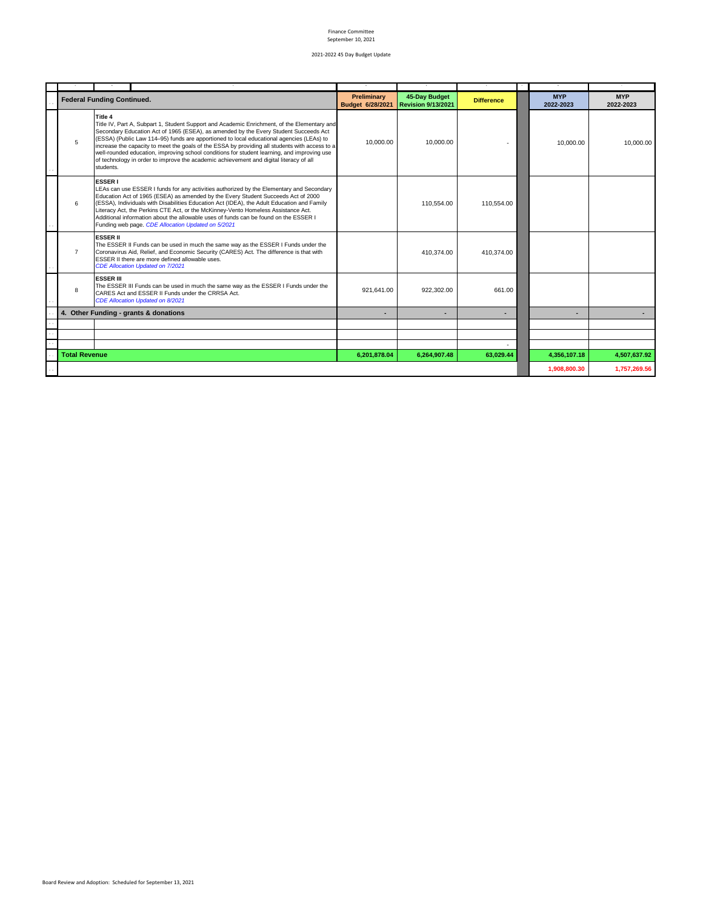Finance Committee
September 10, 2021

2021-2022 45 Day Budget Update

| | Federal Funding Continued. | Preliminary Budget 6/28/2021 | 45-Day Budget Revision 9/13/2021 | Difference | | MYP 2022-2023 | MYP 2022-2023 |
|---|---|---|---|---|---|---|---|
| 5 | **Title 4**<br>Title IV, Part A, Subpart 1, Student Support and Academic Enrichment, of the Elementary and Secondary Education Act of 1965 (ESEA), as amended by the Every Student Succeeds Act (ESSA) (Public Law 114–95) funds are apportioned to local educational agencies (LEAs) to increase the capacity to meet the goals of the ESSA by providing all students with access to a well-rounded education, improving school conditions for student learning, and improving use of technology in order to improve the academic achievement and digital literacy of all students. | 10,000.00 | 10,000.00 | - | | 10,000.00 | 10,000.00 |
| 6 | **ESSER I**<br>LEAs can use ESSER I funds for any activities authorized by the Elementary and Secondary Education Act of 1965 (ESEA) as amended by the Every Student Succeeds Act of 2000 (ESSA), Individuals with Disabilities Education Act (IDEA), the Adult Education and Family Literacy Act, the Perkins CTE Act, or the McKinney-Vento Homeless Assistance Act. Additional information about the allowable uses of funds can be found on the ESSER I Funding web page. *CDE Allocation Updated on 5/2021* | | 110,554.00 | 110,554.00 | | | |
| 7 | **ESSER II**<br>The ESSER II Funds can be used in much the same way as the ESSER I Funds under the Coronavirus Aid, Relief, and Economic Security (CARES) Act. The difference is that with ESSER II there are more defined allowable uses.<br>*CDE Allocation Updated on 7/2021* | | 410,374.00 | 410,374.00 | | | |
| 8 | **ESSER III**<br>The ESSER III Funds can be used in much the same way as the ESSER I Funds under the CARES Act and ESSER II Funds under the CRRSA Act.<br>*CDE Allocation Updated on 8/2021* | 921,641.00 | 922,302.00 | 661.00 | | | |
| **4. Other Funding - grants & donations** | | - | - | - | | - | - |
| | | | | | | | |
| | | | | | | | |
| | | | | - | | | |
| **Total Revenue** | | 6,201,878.04 | 6,264,907.48 | 63,029.44 | | 4,356,107.18 | 4,507,637.92 |
| | | | | | | 1,908,800.30 | 1,757,269.56 |

Board Review and Adoption: Scheduled for September 13, 2021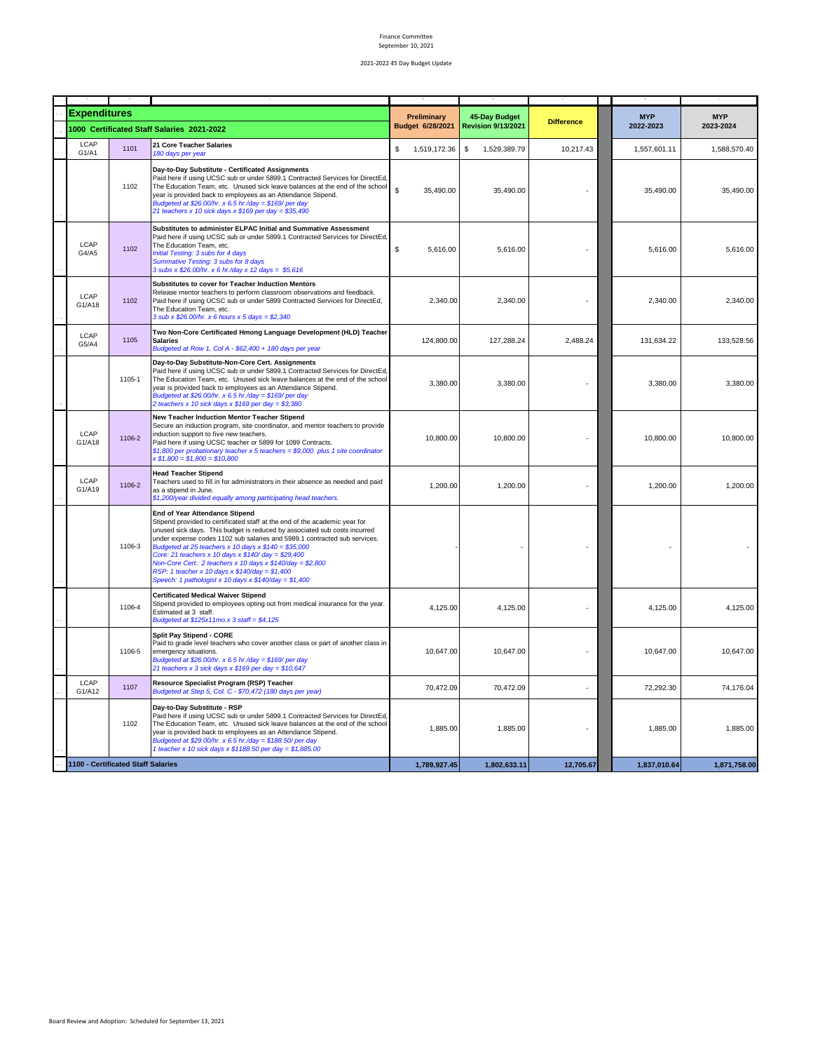Finance Committee
September 10, 2021

2021-2022 45 Day Budget Update

| | | Expenditures<br>1000 Certificated Staff Salaries 2021-2022 | Preliminary Budget 6/28/2021 | 45-Day Budget Revision 9/13/2021 | Difference | MYP 2022-2023 | MYP 2023-2024 |
|---|---|---|---|---|---|---|---|
| LCAP G1/A1 | 1101 | **21 Core Teacher Salaries**<br>*180 days per year* | $ 1,519,172.36 | $ 1,529,389.79 | 10,217.43 | 1,557,601.11 | 1,588,570.40 |
| | 1102 | **Day-to-Day Substitute - Certificated Assignments**<br>Paid here if using UCSC sub or under 5899.1 Contracted Services for DirectEd, The Education Team, etc. Unused sick leave balances at the end of the school year is provided back to employees as an Attendance Stipend.<br>*Budgeted at $26.00/hr. x 6.5 hr./day = $169/ per day*<br>*21 teachers x 10 sick days x $169 per day = $35,490* | $ 35,490.00 | 35,490.00 | - | 35,490.00 | 35,490.00 |
| LCAP G4/A5 | 1102 | **Substitutes to administer ELPAC Initial and Summative Assessment**<br>Paid here if using UCSC sub or under 5899.1 Contracted Services for DirectEd, The Education Team, etc.<br>*Initial Testing: 3 subs for 4 days*<br>*Summative Testing: 3 subs for 8 days*<br>*3 subs x $26.00/hr. x 6 hr./day x 12 days = $5,616* | $ 5,616.00 | 5,616.00 | - | 5,616.00 | 5,616.00 |
| LCAP G1/A18 | 1102 | **Substitutes to cover for Teacher Induction Mentors**<br>Release mentor teachers to perform classroom observations and feedback. Paid here if using UCSC sub or under 5899 Contracted Services for DirectEd, The Education Team, etc.<br>*3 sub x $26.00/hr. x 6 hours x 5 days = $2,340* | 2,340.00 | 2,340.00 | - | 2,340.00 | 2,340.00 |
| LCAP G5/A4 | 1105 | **Two Non-Core Certificated Hmong Language Development (HLD) Teacher Salaries**<br>*Budgeted at Row 1, Col A - $62,400 + 180 days per year* | 124,800.00 | 127,288.24 | 2,488.24 | 131,634.22 | 133,528.56 |
| | 1105-1 | **Day-to-Day Substitute-Non-Core Cert. Assignments**<br>Paid here if using UCSC sub or under 5899.1 Contracted Services for DirectEd, The Education Team, etc. Unused sick leave balances at the end of the school year is provided back to employees as an Attendance Stipend.<br>*Budgeted at $26.00/hr. x 6.5 hr./day = $169/ per day*<br>*2 teachers x 10 sick days x $169 per day = $3,380* | 3,380.00 | 3,380.00 | - | 3,380.00 | 3,380.00 |
| LCAP G1/A18 | 1106-2 | **New Teacher Induction Mentor Teacher Stipend**<br>Secure an induction program, site coordinator, and mentor teachers to provide induction support to five new teachers.<br>Paid here if using UCSC teacher or 5899 for 1099 Contracts.<br>*$1,800 per probationary teacher x 5 teachers = $9,000 plus 1 site coordinator x $1,800 = $1,800 = $10,800* | 10,800.00 | 10,800.00 | - | 10,800.00 | 10,800.00 |
| LCAP G1/A19 | 1106-2 | **Head Teacher Stipend**<br>Teachers used to fill in for administrators in their absence as needed and paid as a stipend in June.<br>*$1,200/year divided equally among participating head teachers.* | 1,200.00 | 1,200.00 | - | 1,200.00 | 1,200.00 |
| | 1106-3 | **End of Year Attendance Stipend**<br>Stipend provided to certificated staff at the end of the academic year for unused sick days. This budget is reduced by associated sub costs incurred under expense codes 1102 sub salaries and 5989.1 contracted sub services.<br>*Budgeted at 25 teachers x 10 days x $140 = $35,000*<br>*Core: 21 teachers x 10 days x $140/ day = $29,400*<br>*Non-Core Cert.: 2 teachers x 10 days x $140/day = $2,800*<br>*RSP: 1 teacher x 10 days x $140/day = $1,400*<br>*Speech: 1 pathologist x 10 days x $140/day = $1,400* | - | - | - | - | - |
| | 1106-4 | **Certificated Medical Waiver Stipend**<br>Stipend provided to employees opting out from medical insurance for the year. Estimated at 3 staff.<br>*Budgeted at $125x11mo.x 3 staff = $4,125* | 4,125.00 | 4,125.00 | - | 4,125.00 | 4,125.00 |
| | 1106-5 | **Split Pay Stipend - CORE**<br>Paid to grade level teachers who cover another class or part of another class in emergency situations.<br>*Budgeted at $26.00/hr. x 6.5 hr./day = $169/ per day*<br>*21 teachers x 3 sick days x $169 per day = $10,647* | 10,647.00 | 10,647.00 | - | 10,647.00 | 10,647.00 |
| LCAP G1/A12 | 1107 | **Resource Specialist Program (RSP) Teacher**<br>*Budgeted at Step 5, Col. C - $70,472 (180 days per year)* | 70,472.09 | 70,472.09 | - | 72,292.30 | 74,176.04 |
| | 1102 | **Day-to-Day Substitute - RSP**<br>Paid here if using UCSC sub or under 5899.1 Contracted Services for DirectEd, The Education Team, etc. Unused sick leave balances at the end of the school year is provided back to employees as an Attendance Stipend.<br>*Budgeted at $29.00/hr. x 6.5 hr./day = $188.50/ per day*<br>*1 teacher x 10 sick days x $1188.50 per day = $1,885.00* | 1,885.00 | 1,885.00 | - | 1,885.00 | 1,885.00 |
| **1100 - Certificated Staff Salaries** | | | **1,789,927.45** | **1,802,633.11** | **12,705.67** | **1,837,010.64** | **1,871,758.00** |

Board Review and Adoption: Scheduled for September 13, 2021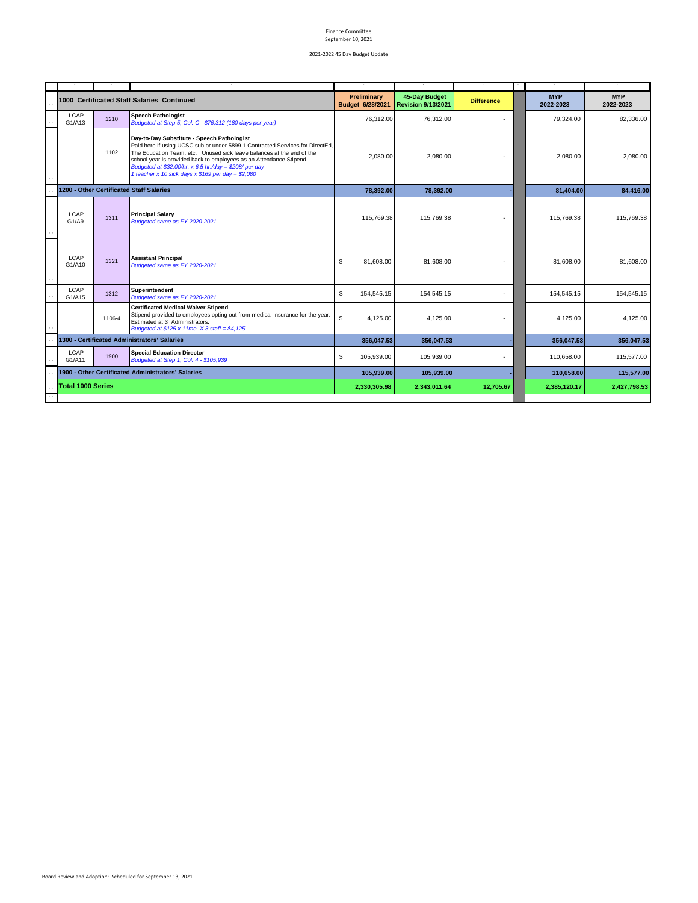Finance Committee
September 10, 2021

2021-2022 45 Day Budget Update

| | | 1000 Certificated Staff Salaries Continued | Preliminary Budget 6/28/2021 | 45-Day Budget Revision 9/13/2021 | Difference | MYP 2022-2023 | MYP 2022-2023 |
|---|---|---|---|---|---|---|---|
| LCAP G1/A13 | 1210 | **Speech Pathologist** *Budgeted at Step 5, Col. C - $76,312 (180 days per year)* | 76,312.00 | 76,312.00 | - | 79,324.00 | 82,336.00 |
| | 1102 | **Day-to-Day Substitute - Speech Pathologist** Paid here if using UCSC sub or under 5899.1 Contracted Services for DirectEd, The Education Team, etc. Unused sick leave balances at the end of the school year is provided back to employees as an Attendance Stipend. *Budgeted at $32.00/hr. x 6.5 hr./day = $208/ per day* *1 teacher x 10 sick days x $169 per day = $2,080* | 2,080.00 | 2,080.00 | - | 2,080.00 | 2,080.00 |
| **1200 - Other Certificated Staff Salaries** | | | **78,392.00** | **78,392.00** | **-** | **81,404.00** | **84,416.00** |
| LCAP G1/A9 | 1311 | **Principal Salary** *Budgeted same as FY 2020-2021* | 115,769.38 | 115,769.38 | - | 115,769.38 | 115,769.38 |
| LCAP G1/A10 | 1321 | **Assistant Principal** *Budgeted same as FY 2020-2021* | $ 81,608.00 | 81,608.00 | - | 81,608.00 | 81,608.00 |
| LCAP G1/A15 | 1312 | **Superintendent** *Budgeted same as FY 2020-2021* | $ 154,545.15 | 154,545.15 | - | 154,545.15 | 154,545.15 |
| | 1106-4 | **Certificated Medical Waiver Stipend** Stipend provided to employees opting out from medical insurance for the year. Estimated at 3 Administrators. *Budgeted at $125 x 11mo. X 3 staff = $4,125* | $ 4,125.00 | 4,125.00 | - | 4,125.00 | 4,125.00 |
| **1300 - Certificated Administrators' Salaries** | | | **356,047.53** | **356,047.53** | **-** | **356,047.53** | **356,047.53** |
| LCAP G1/A11 | 1900 | **Special Education Director** *Budgeted at Step 1, Col. 4 - $105,939* | $ 105,939.00 | 105,939.00 | - | 110,658.00 | 115,577.00 |
| **1900 - Other Certificated Administrators' Salaries** | | | **105,939.00** | **105,939.00** | **-** | **110,658.00** | **115,577.00** |
| **Total 1000 Series** | | | **2,330,305.98** | **2,343,011.64** | **12,705.67** | **2,385,120.17** | **2,427,798.53** |

Board Review and Adoption: Scheduled for September 13, 2021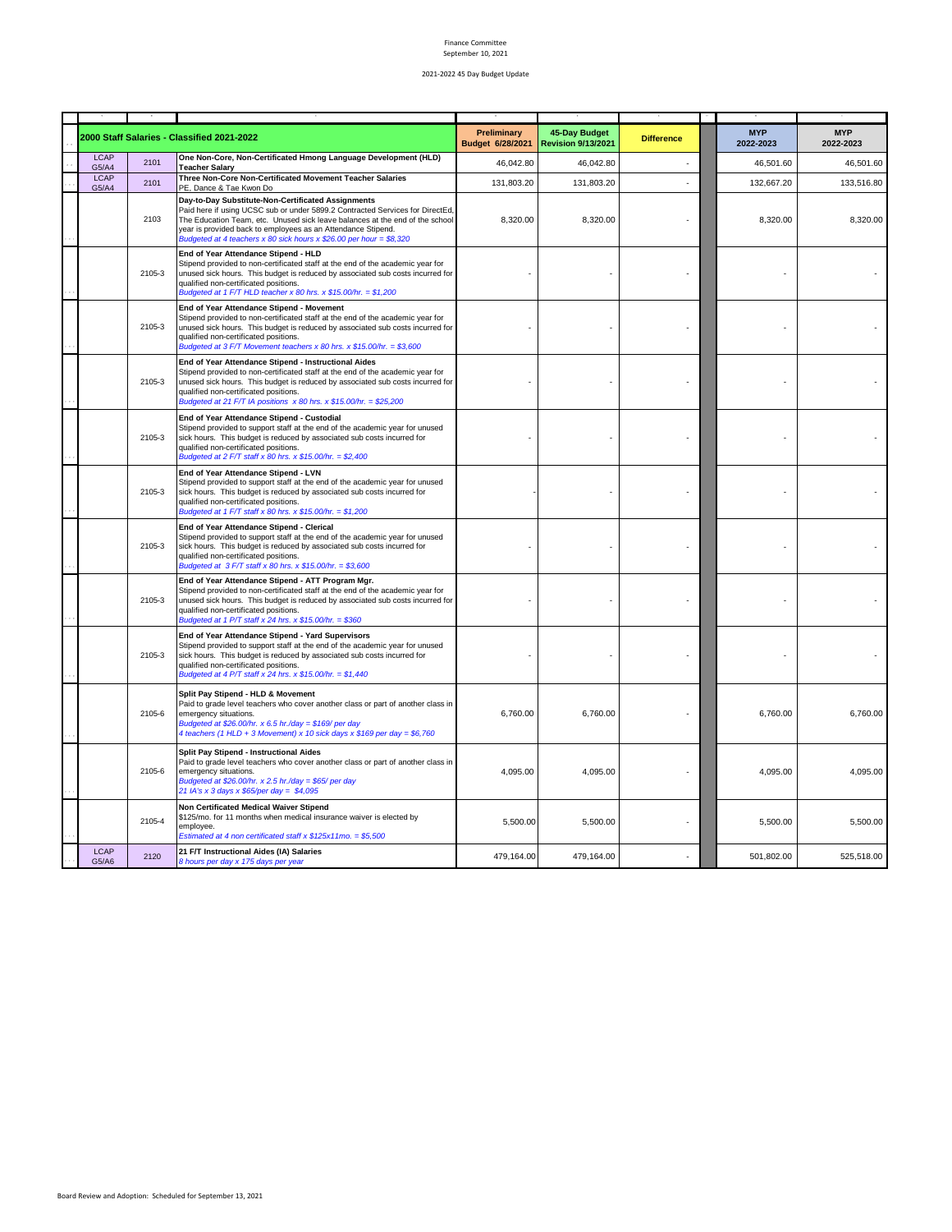Finance Committee
September 10, 2021

2021-2022 45 Day Budget Update

| | | 2000 Staff Salaries - Classified 2021-2022 | Preliminary Budget 6/28/2021 | 45-Day Budget Revision 9/13/2021 | Difference | | MYP 2022-2023 | MYP 2022-2023 |
|---|---|---|---|---|---|---|---|---|
| LCAP G5/A4 | 2101 | **One Non-Core, Non-Certificated Hmong Language Development (HLD) Teacher Salary** | 46,042.80 | 46,042.80 | - | | 46,501.60 | 46,501.60 |
| LCAP G5/A4 | 2101 | **Three Non-Core Non-Certificated Movement Teacher Salaries** PE, Dance & Tae Kwon Do | 131,803.20 | 131,803.20 | - | | 132,667.20 | 133,516.80 |
| | 2103 | **Day-to-Day Substitute-Non-Certificated Assignments** Paid here if using UCSC sub or under 5899.2 Contracted Services for DirectEd, The Education Team, etc. Unused sick leave balances at the end of the school year is provided back to employees as an Attendance Stipend. *Budgeted at 4 teachers x 80 sick hours x $26.00 per hour = $8,320* | 8,320.00 | 8,320.00 | - | | 8,320.00 | 8,320.00 |
| | 2105-3 | **End of Year Attendance Stipend - HLD** Stipend provided to non-certificated staff at the end of the academic year for unused sick hours. This budget is reduced by associated sub costs incurred for qualified non-certificated positions. *Budgeted at 1 F/T HLD teacher x 80 hrs. x $15.00/hr. = $1,200* | - | - | - | | - | - |
| | 2105-3 | **End of Year Attendance Stipend - Movement** Stipend provided to non-certificated staff at the end of the academic year for unused sick hours. This budget is reduced by associated sub costs incurred for qualified non-certificated positions. *Budgeted at 3 F/T Movement teachers x 80 hrs. x $15.00/hr. = $3,600* | - | - | - | | - | - |
| | 2105-3 | **End of Year Attendance Stipend - Instructional Aides** Stipend provided to non-certificated staff at the end of the academic year for unused sick hours. This budget is reduced by associated sub costs incurred for qualified non-certificated positions. *Budgeted at 21 F/T IA positions x 80 hrs. x $15.00/hr. = $25,200* | - | - | - | | - | - |
| | 2105-3 | **End of Year Attendance Stipend - Custodial** Stipend provided to support staff at the end of the academic year for unused sick hours. This budget is reduced by associated sub costs incurred for qualified non-certificated positions. *Budgeted at 2 F/T staff x 80 hrs. x $15.00/hr. = $2,400* | - | - | - | | - | - |
| | 2105-3 | **End of Year Attendance Stipend - LVN** Stipend provided to support staff at the end of the academic year for unused sick hours. This budget is reduced by associated sub costs incurred for qualified non-certificated positions. *Budgeted at 1 F/T staff x 80 hrs. x $15.00/hr. = $1,200* | - | - | - | | - | - |
| | 2105-3 | **End of Year Attendance Stipend - Clerical** Stipend provided to support staff at the end of the academic year for unused sick hours. This budget is reduced by associated sub costs incurred for qualified non-certificated positions. *Budgeted at 3 F/T staff x 80 hrs. x $15.00/hr. = $3,600* | - | - | - | | - | - |
| | 2105-3 | **End of Year Attendance Stipend - ATT Program Mgr.** Stipend provided to non-certificated staff at the end of the academic year for unused sick hours. This budget is reduced by associated sub costs incurred for qualified non-certificated positions. *Budgeted at 1 P/T staff x 24 hrs. x $15.00/hr. = $360* | - | - | - | | - | - |
| | 2105-3 | **End of Year Attendance Stipend - Yard Supervisors** Stipend provided to support staff at the end of the academic year for unused sick hours. This budget is reduced by associated sub costs incurred for qualified non-certificated positions. *Budgeted at 4 P/T staff x 24 hrs. x $15.00/hr. = $1,440* | - | - | - | | - | - |
| | 2105-6 | **Split Pay Stipend - HLD & Movement** Paid to grade level teachers who cover another class or part of another class in emergency situations. *Budgeted at $26.00/hr. x 6.5 hr./day = $169/ per day* *4 teachers (1 HLD + 3 Movement) x 10 sick days x $169 per day = $6,760* | 6,760.00 | 6,760.00 | - | | 6,760.00 | 6,760.00 |
| | 2105-6 | **Split Pay Stipend - Instructional Aides** Paid to grade level teachers who cover another class or part of another class in emergency situations. *Budgeted at $26.00/hr. x 2.5 hr./day = $65/ per day* *21 IA's x 3 days x $65/per day = $4,095* | 4,095.00 | 4,095.00 | - | | 4,095.00 | 4,095.00 |
| | 2105-4 | **Non Certificated Medical Waiver Stipend** $125/mo. for 11 months when medical insurance waiver is elected by employee. *Estimated at 4 non certificated staff x $125x11mo. = $5,500* | 5,500.00 | 5,500.00 | - | | 5,500.00 | 5,500.00 |
| LCAP G5/A6 | 2120 | **21 F/T Instructional Aides (IA) Salaries** *8 hours per day x 175 days per year* | 479,164.00 | 479,164.00 | - | | 501,802.00 | 525,518.00 |

Board Review and Adoption: Scheduled for September 13, 2021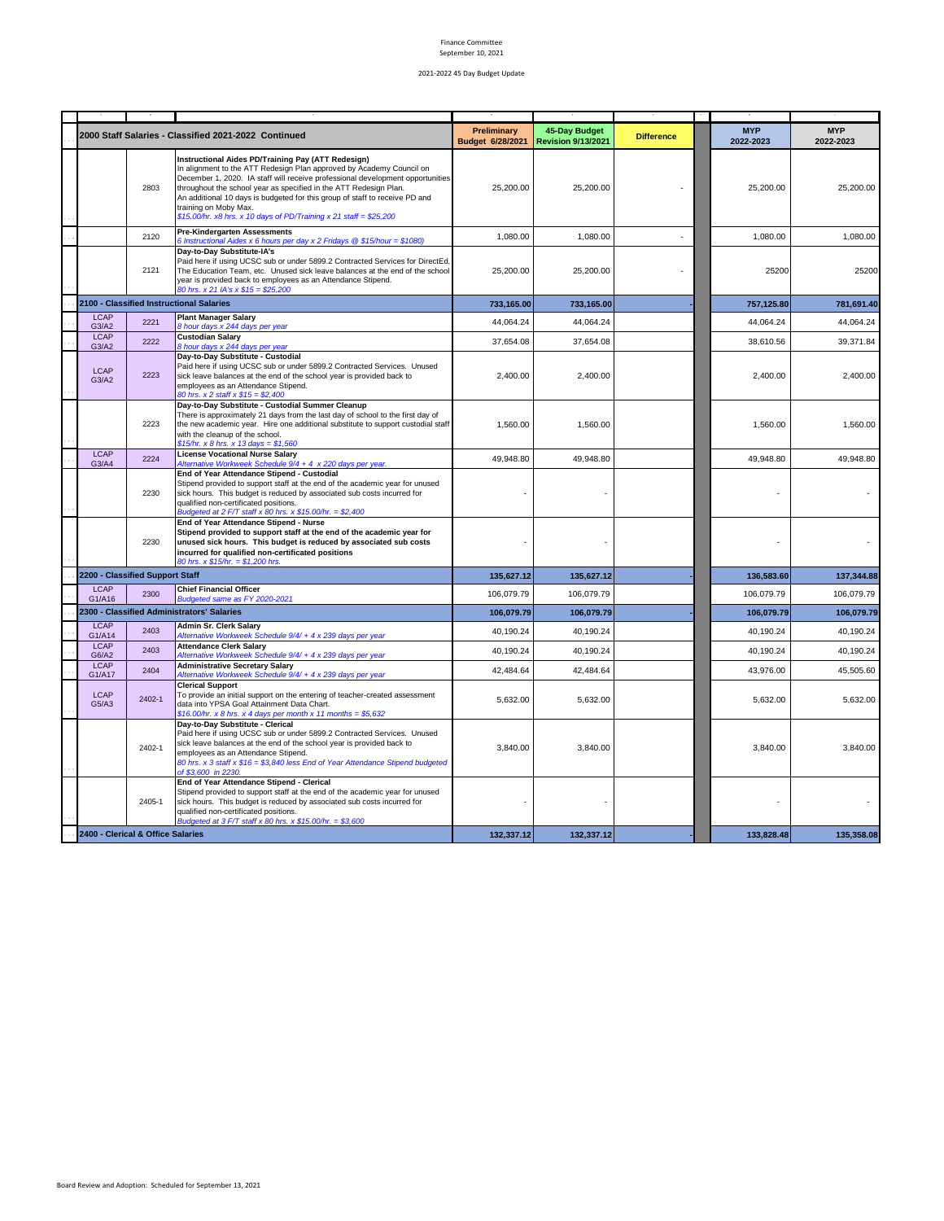Finance Committee
September 10, 2021

2021-2022 45 Day Budget Update

| | | 2000 Staff Salaries - Classified 2021-2022 Continued | Preliminary Budget 6/28/2021 | 45-Day Budget Revision 9/13/2021 | Difference | MYP 2022-2023 | MYP 2022-2023 |
|---|---|---|---|---|---|---|---|
| | 2803 | **Instructional Aides PD/Training Pay (ATT Redesign)** In alignment to the ATT Redesign Plan approved by Academy Council on December 1, 2020. IA staff will receive professional development opportunities throughout the school year as specified in the ATT Redesign Plan. An additional 10 days is budgeted for this group of staff to receive PD and training on Moby Max. *$15.00/hr. x8 hrs. x 10 days of PD/Training x 21 staff = $25,200* | 25,200.00 | 25,200.00 | - | 25,200.00 | 25,200.00 |
| | 2120 | **Pre-Kindergarten Assessments** *6 Instructional Aides x 6 hours per day x 2 Fridays @ $15/hour = $1080)* | 1,080.00 | 1,080.00 | - | 1,080.00 | 1,080.00 |
| | 2121 | **Day-to-Day Substitute-IA's** Paid here if using UCSC sub or under 5899.2 Contracted Services for DirectEd, The Education Team, etc. Unused sick leave balances at the end of the school year is provided back to employees as an Attendance Stipend. *80 hrs. x 21 IA's x $15 = $25,200* | 25,200.00 | 25,200.00 | - | 25200 | 25200 |
| **2100 - Classified Instructional Salaries** | | | **733,165.00** | **733,165.00** | - | **757,125.80** | **781,691.40** |
| LCAP G3/A2 | 2221 | **Plant Manager Salary** *8 hour days x 244 days per year* | 44,064.24 | 44,064.24 | | 44,064.24 | 44,064.24 |
| LCAP G3/A2 | 2222 | **Custodian Salary** *8 hour days x 244 days per year* | 37,654.08 | 37,654.08 | | 38,610.56 | 39,371.84 |
| LCAP G3/A2 | 2223 | **Day-to-Day Substitute - Custodial** Paid here if using UCSC sub or under 5899.2 Contracted Services. Unused sick leave balances at the end of the school year is provided back to employees as an Attendance Stipend. *80 hrs. x 2 staff x $15 = $2,400* | 2,400.00 | 2,400.00 | | 2,400.00 | 2,400.00 |
| | 2223 | **Day-to-Day Substitute - Custodial Summer Cleanup** There is approximately 21 days from the last day of school to the first day of the new academic year. Hire one additional substitute to support custodial staff with the cleanup of the school. *$15/hr. x 8 hrs. x 13 days = $1,560* | 1,560.00 | 1,560.00 | | 1,560.00 | 1,560.00 |
| LCAP G3/A4 | 2224 | **License Vocational Nurse Salary** *Alternative Workweek Schedule 9/4 + 4 x 220 days per year.* | 49,948.80 | 49,948.80 | | 49,948.80 | 49,948.80 |
| | 2230 | **End of Year Attendance Stipend - Custodial** Stipend provided to support staff at the end of the academic year for unused sick hours. This budget is reduced by associated sub costs incurred for qualified non-certificated positions. *Budgeted at 2 F/T staff x 80 hrs. x $15.00/hr. = $2,400* | - | - | | - | - |
| | 2230 | **End of Year Attendance Stipend - Nurse** **Stipend provided to support staff at the end of the academic year for unused sick hours. This budget is reduced by associated sub costs incurred for qualified non-certificated positions** *80 hrs. x $15/hr. = $1,200 hrs.* | - | - | | - | - |
| **2200 - Classified Support Staff** | | | **135,627.12** | **135,627.12** | - | **136,583.60** | **137,344.88** |
| LCAP G1/A16 | 2300 | **Chief Financial Officer** *Budgeted same as FY 2020-2021* | 106,079.79 | 106,079.79 | | 106,079.79 | 106,079.79 |
| **2300 - Classified Administrators' Salaries** | | | **106,079.79** | **106,079.79** | - | **106,079.79** | **106,079.79** |
| LCAP G1/A14 | 2403 | **Admin Sr. Clerk Salary** *Alternative Workweek Schedule 9/4/ + 4 x 239 days per year* | 40,190.24 | 40,190.24 | | 40,190.24 | 40,190.24 |
| LCAP G6/A2 | 2403 | **Attendance Clerk Salary** *Alternative Workweek Schedule 9/4/ + 4 x 239 days per year* | 40,190.24 | 40,190.24 | | 40,190.24 | 40,190.24 |
| LCAP G1/A17 | 2404 | **Administrative Secretary Salary** *Alternative Workweek Schedule 9/4/ + 4 x 239 days per year* | 42,484.64 | 42,484.64 | | 43,976.00 | 45,505.60 |
| LCAP G5/A3 | 2402-1 | **Clerical Support** To provide an initial support on the entering of teacher-created assessment data into YPSA Goal Attainment Data Chart. *$16.00/hr. x 8 hrs. x 4 days per month x 11 months = $5,632* | 5,632.00 | 5,632.00 | | 5,632.00 | 5,632.00 |
| | 2402-1 | **Day-to-Day Substitute - Clerical** Paid here if using UCSC sub or under 5899.2 Contracted Services. Unused sick leave balances at the end of the school year is provided back to employees as an Attendance Stipend. *80 hrs. x 3 staff x $16 = $3,840 less End of Year Attendance Stipend budgeted of $3,600 in 2230.* | 3,840.00 | 3,840.00 | | 3,840.00 | 3,840.00 |
| | 2405-1 | **End of Year Attendance Stipend - Clerical** Stipend provided to support staff at the end of the academic year for unused sick hours. This budget is reduced by associated sub costs incurred for qualified non-certificated positions. *Budgeted at 3 F/T staff x 80 hrs. x $15.00/hr. = $3,600* | - | - | | - | - |
| **2400 - Clerical & Office Salaries** | | | **132,337.12** | **132,337.12** | - | **133,828.48** | **135,358.08** |

Board Review and Adoption: Scheduled for September 13, 2021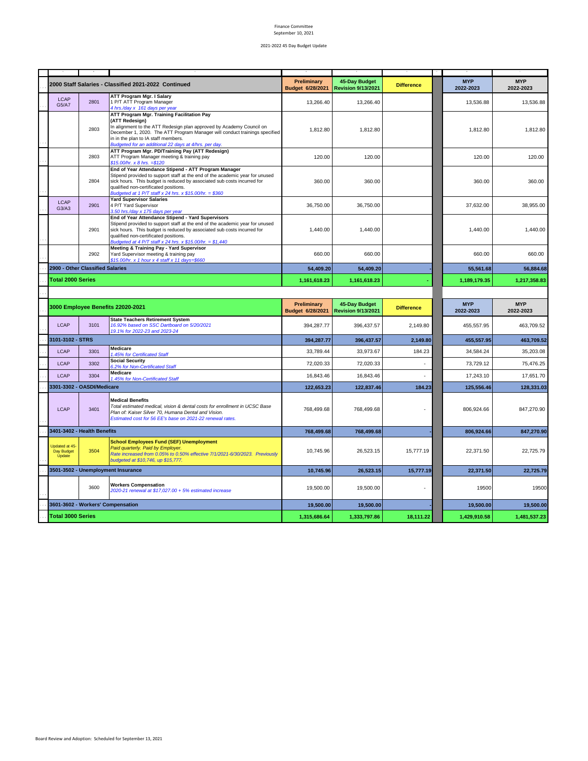Finance Committee
September 10, 2021

2021-2022 45 Day Budget Update

| | | 2000 Staff Salaries - Classified 2021-2022 Continued | Preliminary Budget 6/28/2021 | 45-Day Budget Revision 9/13/2021 | Difference | MYP 2022-2023 | MYP 2022-2023 |
|---|---|---|---|---|---|---|---|
| LCAP G5/A7 | 2801 | **ATT Program Mgr. I Salary** 1 P/T ATT Program Manager *4 hrs./day x 161 days per year* | 13,266.40 | 13,266.40 | | 13,536.88 | 13,536.88 |
| | 2803 | **ATT Program Mgr. Training Facilitation Pay (ATT Redesign)** In alignment to the ATT Redesign plan approved by Academy Council on December 1, 2020. The ATT Program Manager will conduct trainings specified in in the plan to IA staff members. *Budgeted for an additional 22 days at 4/hrs. per day.* | 1,812.80 | 1,812.80 | | 1,812.80 | 1,812.80 |
| | 2803 | **ATT Program Mgr. PD/Training Pay (ATT Redesign)** ATT Program Manager meeting & training pay *$15.00/hr. x 8 hrs. =$120* | 120.00 | 120.00 | | 120.00 | 120.00 |
| | 2804 | **End of Year Attendance Stipend - ATT Program Manager** Stipend provided to support staff at the end of the academic year for unused sick hours. This budget is reduced by associated sub costs incurred for qualified non-certificated positions. *Budgeted at 1 P/T staff x 24 hrs. x $15.00/hr. = $360* | 360.00 | 360.00 | | 360.00 | 360.00 |
| LCAP G3/A3 | 2901 | **Yard Supervisor Salaries** 4 P/T Yard Supervisor *3.50 hrs./day x 175 days per year* | 36,750.00 | 36,750.00 | | 37,632.00 | 38,955.00 |
| | 2901 | **End of Year Attendance Stipend - Yard Supervisors** Stipend provided to support staff at the end of the academic year for unused sick hours. This budget is reduced by associated sub costs incurred for qualified non-certificated positions. *Budgeted at 4 P/T staff x 24 hrs. x $15.00/hr. = $1,440* | 1,440.00 | 1,440.00 | | 1,440.00 | 1,440.00 |
| | 2902 | **Meeting & Training Pay - Yard Supervisor** Yard Supervisor meeting & training pay *$15.00/hr. x 1 hour x 4 staff x 11 days=$660* | 660.00 | 660.00 | | 660.00 | 660.00 |
| **2900 - Other Classified Salaries** | | | **54,409.20** | **54,409.20** | **-** | **55,561.68** | **56,884.68** |
| **Total 2000 Series** | | | **1,161,618.23** | **1,161,618.23** | **-** | **1,189,179.35** | **1,217,358.83** |

| | | 3000 Employee Benefits 22020-2021 | Preliminary Budget 6/28/2021 | 45-Day Budget Revision 9/13/2021 | Difference | MYP 2022-2023 | MYP 2022-2023 |
|---|---|---|---|---|---|---|---|
| LCAP | 3101 | **State Teachers Retirement System** *16.92% based on SSC Dartboard on 5/20/2021* *19.1% for 2022-23 and 2023-24* | 394,287.77 | 396,437.57 | 2,149.80 | 455,557.95 | 463,709.52 |
| **3101-3102 - STRS** | | | **394,287.77** | **396,437.57** | **2,149.80** | **455,557.95** | **463,709.52** |
| LCAP | 3301 | **Medicare** *1.45% for Certificated Staff* | 33,789.44 | 33,973.67 | 184.23 | 34,584.24 | 35,203.08 |
| LCAP | 3302 | **Social Security** *6.2% for Non-Certificated Staff* | 72,020.33 | 72,020.33 | - | 73,729.12 | 75,476.25 |
| LCAP | 3304 | **Medicare** *1.45% for Non-Certificated Staff* | 16,843.46 | 16,843.46 | - | 17,243.10 | 17,651.70 |
| **3301-3302 - OASDI/Medicare** | | | **122,653.23** | **122,837.46** | **184.23** | **125,556.46** | **128,331.03** |
| LCAP | 3401 | **Medical Benefits** *Total estimated medical, vision & dental costs for enrollment in UCSC Base Plan of: Kaiser Silver 70, Humana Dental and Vision.* *Estimated cost for 56 EE's base on 2021-22 renewal rates.* | 768,499.68 | 768,499.68 | - | 806,924.66 | 847,270.90 |
| **3401-3402 - Health Benefits** | | | **768,499.68** | **768,499.68** | **-** | **806,924.66** | **847,270.90** |
| Updated at 45-Day Budget Update | 3504 | **School Employees Fund (SEF) Unemployment** *Paid quarterly. Paid by Employer.* *Rate increased from 0.05% to 0.50% effective 7/1/2021-6/30/2023. Previously budgeted at $10,746, up $15,777.* | 10,745.96 | 26,523.15 | 15,777.19 | 22,371.50 | 22,725.79 |
| **3501-3502 - Unemployment Insurance** | | | **10,745.96** | **26,523.15** | **15,777.19** | **22,371.50** | **22,725.79** |
| | 3600 | **Workers Compensation** *2020-21 renewal at $17,027.00 + 5% estimated increase* | 19,500.00 | 19,500.00 | - | 19500 | 19500 |
| **3601-3602 - Workers' Compensation** | | | **19,500.00** | **19,500.00** | **-** | **19,500.00** | **19,500.00** |
| **Total 3000 Series** | | | **1,315,686.64** | **1,333,797.86** | **18,111.22** | **1,429,910.58** | **1,481,537.23** |

Board Review and Adoption: Scheduled for September 13, 2021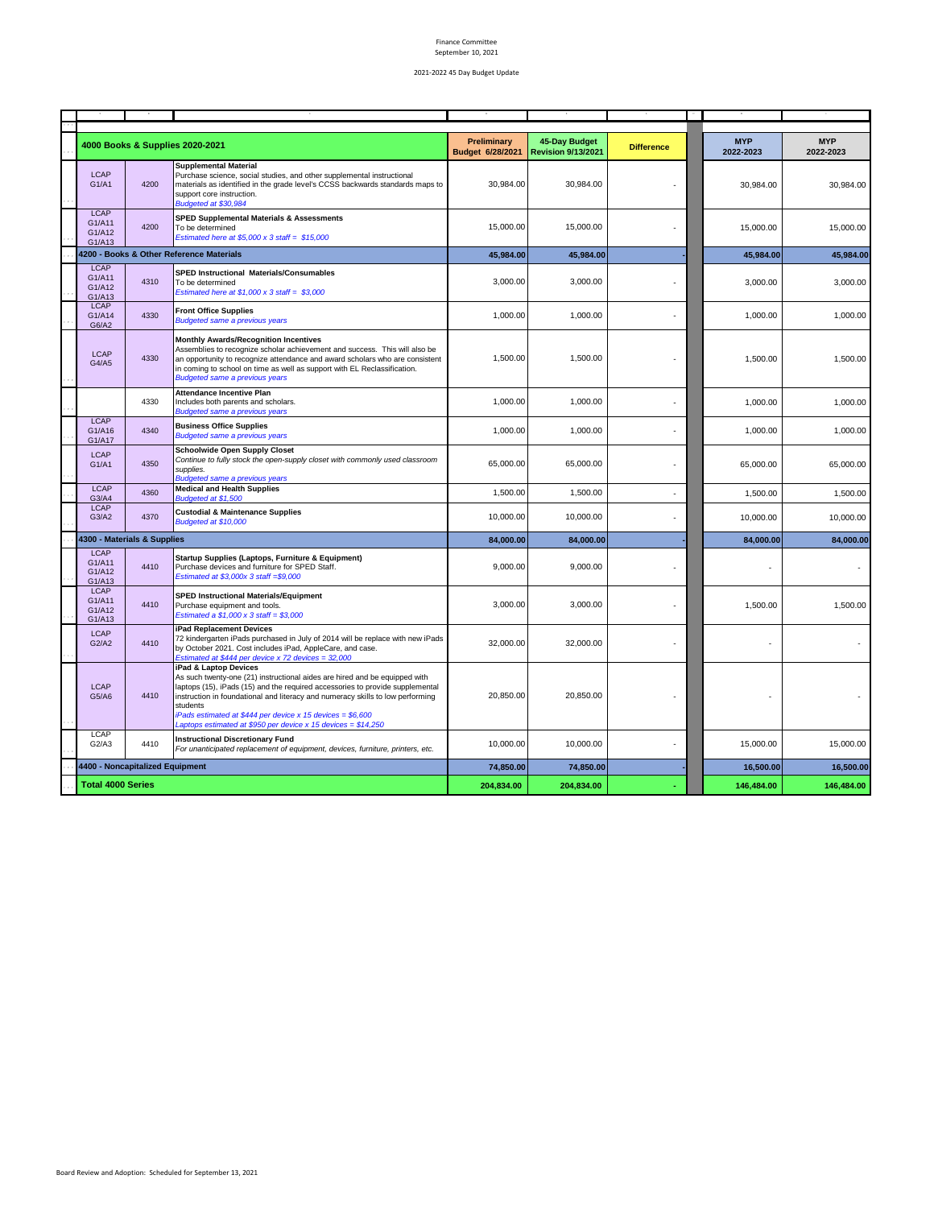Finance Committee
September 10, 2021

2021-2022 45 Day Budget Update

| 4000 Books & Supplies 2020-2021 | | | Preliminary Budget 6/28/2021 | 45-Day Budget Revision 9/13/2021 | Difference | MYP 2022-2023 | MYP 2022-2023 |
|---|---|---|---|---|---|---|---|
| LCAP G1/A1 | 4200 | **Supplemental Material** Purchase science, social studies, and other supplemental instructional materials as identified in the grade level's CCSS backwards standards maps to support core instruction. *Budgeted at $30,984* | 30,984.00 | 30,984.00 | - | 30,984.00 | 30,984.00 |
| LCAP G1/A11 G1/A12 G1/A13 | 4200 | **SPED Supplemental Materials & Assessments** To be determined *Estimated here at $5,000 x 3 staff = $15,000* | 15,000.00 | 15,000.00 | - | 15,000.00 | 15,000.00 |
| **4200 - Books & Other Reference Materials** | | | **45,984.00** | **45,984.00** | **-** | **45,984.00** | **45,984.00** |
| LCAP G1/A11 G1/A12 G1/A13 | 4310 | **SPED Instructional Materials/Consumables** To be determined *Estimated here at $1,000 x 3 staff = $3,000* | 3,000.00 | 3,000.00 | - | 3,000.00 | 3,000.00 |
| LCAP G1/A14 G6/A2 | 4330 | **Front Office Supplies** *Budgeted same a previous years* | 1,000.00 | 1,000.00 | - | 1,000.00 | 1,000.00 |
| LCAP G4/A5 | 4330 | **Monthly Awards/Recognition Incentives** Assemblies to recognize scholar achievement and success. This will also be an opportunity to recognize attendance and award scholars who are consistent in coming to school on time as well as support with EL Reclassification. *Budgeted same a previous years* | 1,500.00 | 1,500.00 | - | 1,500.00 | 1,500.00 |
| | 4330 | **Attendance Incentive Plan** Includes both parents and scholars. *Budgeted same a previous years* | 1,000.00 | 1,000.00 | - | 1,000.00 | 1,000.00 |
| LCAP G1/A16 G1/A17 | 4340 | **Business Office Supplies** *Budgeted same a previous years* | 1,000.00 | 1,000.00 | - | 1,000.00 | 1,000.00 |
| LCAP G1/A1 | 4350 | **Schoolwide Open Supply Closet** *Continue to fully stock the open-supply closet with commonly used classroom supplies.* *Budgeted same a previous years* | 65,000.00 | 65,000.00 | - | 65,000.00 | 65,000.00 |
| LCAP G3/A4 | 4360 | **Medical and Health Supplies** *Budgeted at $1,500* | 1,500.00 | 1,500.00 | - | 1,500.00 | 1,500.00 |
| LCAP G3/A2 | 4370 | **Custodial & Maintenance Supplies** *Budgeted at $10,000* | 10,000.00 | 10,000.00 | - | 10,000.00 | 10,000.00 |
| **4300 - Materials & Supplies** | | | **84,000.00** | **84,000.00** | **-** | **84,000.00** | **84,000.00** |
| LCAP G1/A11 G1/A12 G1/A13 | 4410 | **Startup Supplies (Laptops, Furniture & Equipment)** Purchase devices and furniture for SPED Staff. *Estimated at $3,000x 3 staff =$9,000* | 9,000.00 | 9,000.00 | - | - | - |
| LCAP G1/A11 G1/A12 G1/A13 | 4410 | **SPED Instructional Materials/Equipment** Purchase equipment and tools. *Estimated a $1,000 x 3 staff = $3,000* | 3,000.00 | 3,000.00 | - | 1,500.00 | 1,500.00 |
| LCAP G2/A2 | 4410 | **iPad Replacement Devices** 72 kindergarten iPads purchased in July of 2014 will be replace with new iPads by October 2021. Cost includes iPad, AppleCare, and case. *Estimated at $444 per device x 72 devices = 32,000* | 32,000.00 | 32,000.00 | - | - | - |
| LCAP G5/A6 | 4410 | **iPad & Laptop Devices** As such twenty-one (21) instructional aides are hired and be equipped with laptops (15), iPads (15) and the required accessories to provide supplemental instruction in foundational and literacy and numeracy skills to low performing students *iPads estimated at $444 per device x 15 devices = $6,600* *Laptops estimated at $950 per device x 15 devices = $14,250* | 20,850.00 | 20,850.00 | - | - | - |
| LCAP G2/A3 | 4410 | **Instructional Discretionary Fund** *For unanticipated replacement of equipment, devices, furniture, printers, etc.* | 10,000.00 | 10,000.00 | - | 15,000.00 | 15,000.00 |
| **4400 - Noncapitalized Equipment** | | | **74,850.00** | **74,850.00** | **-** | **16,500.00** | **16,500.00** |
| **Total 4000 Series** | | | **204,834.00** | **204,834.00** | **-** | **146,484.00** | **146,484.00** |

Board Review and Adoption: Scheduled for September 13, 2021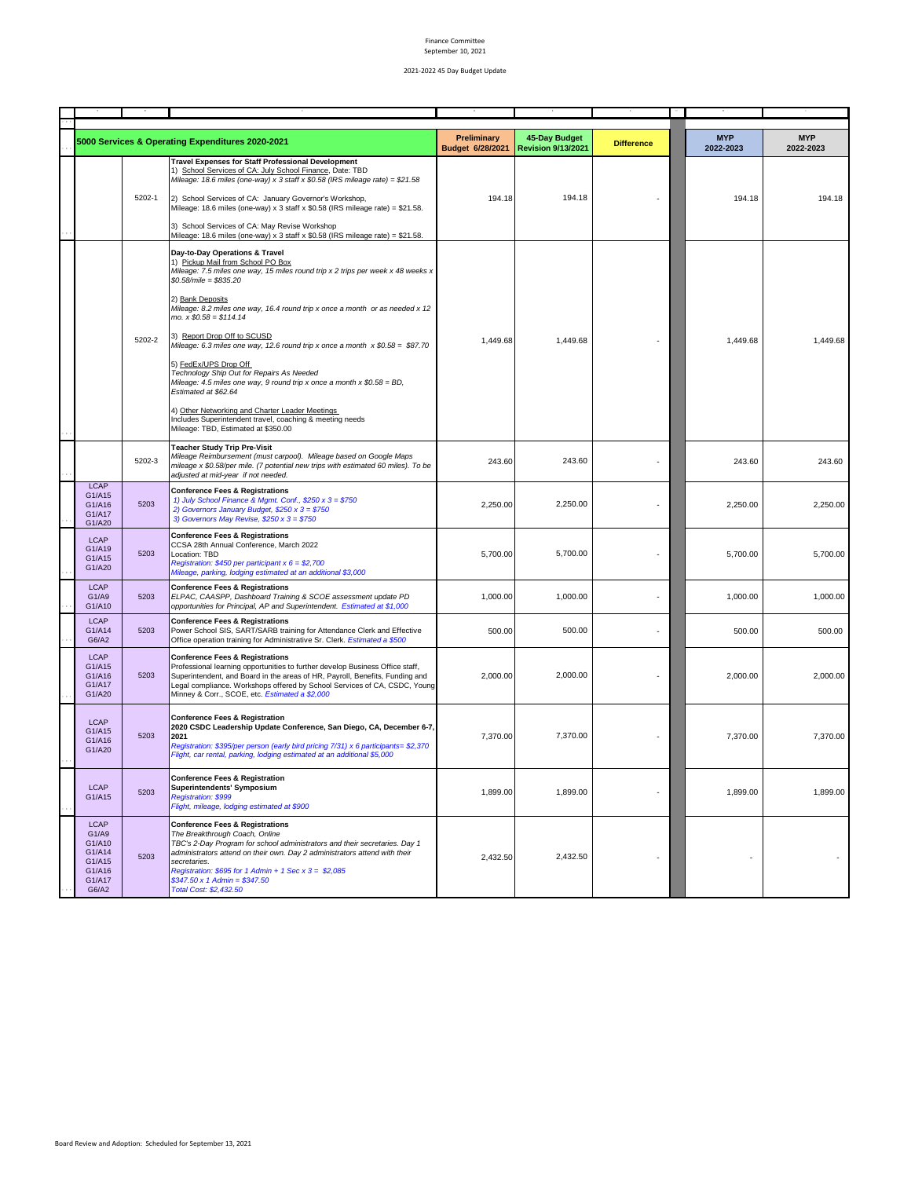Finance Committee
September 10, 2021

2021-2022 45 Day Budget Update

| | | 5000 Services & Operating Expenditures 2020-2021 | Preliminary Budget 6/28/2021 | 45-Day Budget Revision 9/13/2021 | Difference | MYP 2022-2023 | MYP 2022-2023 |
|---|---|---|---|---|---|---|---|
| | 5202-1 | **Travel Expenses for Staff Professional Development**<br>1) School Services of CA: July School Finance, Date: TBD<br>*Mileage: 18.6 miles (one-way) x 3 staff x $0.58 (IRS mileage rate) = $21.58*<br>2) School Services of CA: January Governor's Workshop,<br>Mileage: 18.6 miles (one-way) x 3 staff x $0.58 (IRS mileage rate) = $21.58.<br>3) School Services of CA: May Revise Workshop<br>Mileage: 18.6 miles (one-way) x 3 staff x $0.58 (IRS mileage rate) = $21.58. | 194.18 | 194.18 | - | 194.18 | 194.18 |
| | 5202-2 | **Day-to-Day Operations & Travel**<br>1) Pickup Mail from School PO Box<br>*Mileage: 7.5 miles one way, 15 miles round trip x 2 trips per week x 48 weeks x $0.58/mile = $835.20*<br>2) Bank Deposits<br>*Mileage: 8.2 miles one way, 16.4 round trip x once a month or as needed x 12 mo. x $0.58 = $114.14*<br>3) Report Drop Off to SCUSD<br>*Mileage: 6.3 miles one way, 12.6 round trip x once a month x $0.58 = $87.70*<br>5) FedEx/UPS Drop Off<br>*Technology Ship Out for Repairs As Needed*<br>*Mileage: 4.5 miles one way, 9 round trip x once a month x $0.58 = BD, Estimated at $62.64*<br>4) Other Networking and Charter Leader Meetings<br>Includes Superintendent travel, coaching & meeting needs<br>Mileage: TBD, Estimated at $350.00 | 1,449.68 | 1,449.68 | - | 1,449.68 | 1,449.68 |
| | 5202-3 | **Teacher Study Trip Pre-Visit**<br>*Mileage Reimbursement (must carpool). Mileage based on Google Maps mileage x $0.58/per mile. (7 potential new trips with estimated 60 miles). To be adjusted at mid-year if not needed.* | 243.60 | 243.60 | - | 243.60 | 243.60 |
| LCAP G1/A15 G1/A16 G1/A17 G1/A20 | 5203 | **Conference Fees & Registrations**<br>*1) July School Finance & Mgmt. Conf., $250 x 3 = $750*<br>*2) Governors January Budget, $250 x 3 = $750*<br>*3) Governors May Revise, $250 x 3 = $750* | 2,250.00 | 2,250.00 | - | 2,250.00 | 2,250.00 |
| LCAP G1/A19 G1/A15 G1/A20 | 5203 | **Conference Fees & Registrations**<br>CCSA 28th Annual Conference, March 2022<br>Location: TBD<br>*Registration: $450 per participant x 6 = $2,700*<br>*Mileage, parking, lodging estimated at an additional $3,000* | 5,700.00 | 5,700.00 | - | 5,700.00 | 5,700.00 |
| LCAP G1/A9 G1/A10 | 5203 | **Conference Fees & Registrations**<br>*ELPAC, CAASPP, Dashboard Training & SCOE assessment update PD opportunities for Principal, AP and Superintendent. Estimated at $1,000* | 1,000.00 | 1,000.00 | - | 1,000.00 | 1,000.00 |
| LCAP G1/A14 G6/A2 | 5203 | **Conference Fees & Registrations**<br>Power School SIS, SART/SARB training for Attendance Clerk and Effective Office operation training for Administrative Sr. Clerk. *Estimated a $500* | 500.00 | 500.00 | - | 500.00 | 500.00 |
| LCAP G1/A15 G1/A16 G1/A17 G1/A20 | 5203 | **Conference Fees & Registrations**<br>Professional learning opportunities to further develop Business Office staff, Superintendent, and Board in the areas of HR, Payroll, Benefits, Funding and Legal compliance. Workshops offered by School Services of CA, CSDC, Young Minney & Corr., SCOE, etc. *Estimated a $2,000* | 2,000.00 | 2,000.00 | - | 2,000.00 | 2,000.00 |
| LCAP G1/A15 G1/A16 G1/A20 | 5203 | **Conference Fees & Registration**<br>**2020 CSDC Leadership Update Conference, San Diego, CA, December 6-7, 2021**<br>*Registration: $395/per person (early bird pricing 7/31) x 6 participants= $2,370*<br>*Flight, car rental, parking, lodging estimated at an additional $5,000* | 7,370.00 | 7,370.00 | - | 7,370.00 | 7,370.00 |
| LCAP G1/A15 | 5203 | **Conference Fees & Registration**<br>**Superintendents' Symposium**<br>*Registration: $999*<br>*Flight, mileage, lodging estimated at $900* | 1,899.00 | 1,899.00 | - | 1,899.00 | 1,899.00 |
| LCAP G1/A9 G1/A10 G1/A14 G1/A15 G1/A16 G1/A17 G6/A2 | 5203 | **Conference Fees & Registrations**<br>*The Breakthrough Coach, Online*<br>*TBC's 2-Day Program for school administrators and their secretaries. Day 1 administrators attend on their own. Day 2 administrators attend with their secretaries.*<br>*Registration: $695 for 1 Admin + 1 Sec x 3 = $2,085*<br>*$347.50 x 1 Admin = $347.50*<br>*Total Cost: $2,432.50* | 2,432.50 | 2,432.50 | - | - | - |

Board Review and Adoption: Scheduled for September 13, 2021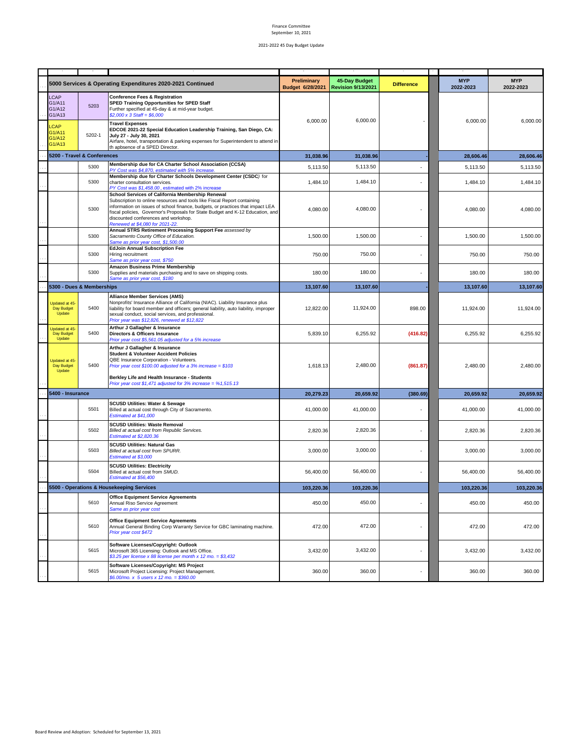Finance Committee
September 10, 2021

2021-2022 45 Day Budget Update

| | | 5000 Services & Operating Expenditures 2020-2021 Continued | Preliminary Budget 6/28/2021 | 45-Day Budget Revision 9/13/2021 | Difference | MYP 2022-2023 | MYP 2022-2023 |
|---|---|---|---|---|---|---|---|
| LCAP G1/A11 G1/A12 G1/A13 | 5203 | **Conference Fees & Registration** **SPED Training Opportunities for SPED Staff** Further specified at 45-day & at mid-year budget. *$2,000 x 3 Staff = $6,000* | 6,000.00 | 6,000.00 | - | 6,000.00 | 6,000.00 |
| LCAP G1/A11 G1/A12 G1/A13 | 5202-1 | **Travel Expenses** **EDCOE 2021-22 Special Education Leadership Training, San Diego, CA: July 27 - July 30, 2021** Airfare, hotel, transportation & parking expenses for Superintendent to attend in th apbsence of a SPED Director. | | | | | |
| **5200 - Travel & Conferences** | | | **31,038.96** | **31,038.96** | **-** | **28,606.46** | **28,606.46** |
| | 5300 | **Membership due for CA Charter School Association (CCSA)** *PY Cost was $4,870, estimated with 5% increase.* | 5,113.50 | 5,113.50 | - | 5,113.50 | 5,113.50 |
| | 5300 | **Membership due for Charter Schools Development Center (CSDC)** for charter consultation services. *PY Cost was $1,458.00 , estimated with 2% increase* | 1,484.10 | 1,484.10 | - | 1,484.10 | 1,484.10 |
| | 5300 | **School Services of California Membership Renewal** Subscription to online resources and tools like Fiscal Report containing information on issues of school finance, budgets, or practices that impact LEA fiscal policies, Governor's Proposals for State Budget and K-12 Education, and discounted conferences and workshop. *Renewed at $4,080 for 2021-22.* | 4,080.00 | 4,080.00 | - | 4,080.00 | 4,080.00 |
| | 5300 | **Annual STRS Retirement Processing Support Fee** *assessed by Sacramento County Office of Education.* *Same as prior year cost, $1,500.00* | 1,500.00 | 1,500.00 | - | 1,500.00 | 1,500.00 |
| | 5300 | **EdJoin Annual Subscription Fee** Hiring recruitment *Same as prior year cost, $750* | 750.00 | 750.00 | - | 750.00 | 750.00 |
| | 5300 | **Amazon Business Prime Membership** Supplies and materials purchasing and to save on shipping costs. *Same as prior year cost, $180* | 180.00 | 180.00 | - | 180.00 | 180.00 |
| **5300 - Dues & Memberships** | | | **13,107.60** | **13,107.60** | **-** | **13,107.60** | **13,107.60** |
| Updated at 45-Day Budget Update | 5400 | **Alliance Member Services (AMS)** Nonprofits' Insurance Alliance of California (NIAC). Liability Insurance plus liability for board member and officers; general liability, auto liability, improper sexual conduct, social services, and professional. *Prior year was $12,826, renewed at $12,822* | 12,822.00 | 11,924.00 | 898.00 | 11,924.00 | 11,924.00 |
| Updated at 45-Day Budget Update | 5400 | **Arthur J Gallagher & Insurance** **Directors & Officers Insurance** *Prior year cost $5,561.05 adjusted for a 5% increase* | 5,839.10 | 6,255.92 | (416.82) | 6,255.92 | 6,255.92 |
| Updated at 45-Day Budget Update | 5400 | **Arthur J Gallagher & Insurance** **Student & Volunteer Accident Policies** QBE Insurance Corporation - Volunteers. *Prior year cost $100.00 adjusted for a 3% increase = $103* **Berkley Life and Health Insurance - Students** *Prior year cost $1,471 adjusted for 3% increase = %1,515.13* | 1,618.13 | 2,480.00 | (861.87) | 2,480.00 | 2,480.00 |
| **5400 - Insurance** | | | **20,279.23** | **20,659.92** | **(380.69)** | **20,659.92** | **20,659.92** |
| | 5501 | **SCUSD Utilities: Water & Sewage** Billed at actual cost through City of Sacramento. *Estimated at $41,000* | 41,000.00 | 41,000.00 | - | 41,000.00 | 41,000.00 |
| | 5502 | **SCUSD Utilities: Waste Removal** *Billed at actual cost from Republic Services.* *Estimated at $2,820.36* | 2,820.36 | 2,820.36 | - | 2,820.36 | 2,820.36 |
| | 5503 | **SCUSD Utilities: Natural Gas** *Billed at actual cost from SPURR.* *Estimated at $3,000* | 3,000.00 | 3,000.00 | - | 3,000.00 | 3,000.00 |
| | 5504 | **SCUSD Utilities: Electricity** Billed at actual cost from *SMUD.* *Estimated at $56,400* | 56,400.00 | 56,400.00 | - | 56,400.00 | 56,400.00 |
| **5500 - Operations & Housekeeping Services** | | | **103,220.36** | **103,220.36** | **-** | **103,220.36** | **103,220.36** |
| | 5610 | **Office Equipment Service Agreements** Annual Riso Service Agreement *Same as prior year cost* | 450.00 | 450.00 | - | 450.00 | 450.00 |
| | 5610 | **Office Equipment Service Agreements** Annual General Binding Corp Warranty Service for GBC laminating machine. *Prior year cost $472* | 472.00 | 472.00 | - | 472.00 | 472.00 |
| | 5615 | **Software Licenses/Copyright: Outlook** Microsoft 365 Licensing: Outlook and MS Office. *$3.25 per license x 88 license per month x 12 mo. = $3,432* | 3,432.00 | 3,432.00 | - | 3,432.00 | 3,432.00 |
| | 5615 | **Software Licenses/Copyright: MS Project** Microsoft Project Licensing: Project Management. *$6.00/mo. x 5 users x 12 mo. = $360.00* | 360.00 | 360.00 | - | 360.00 | 360.00 |

Board Review and Adoption: Scheduled for September 13, 2021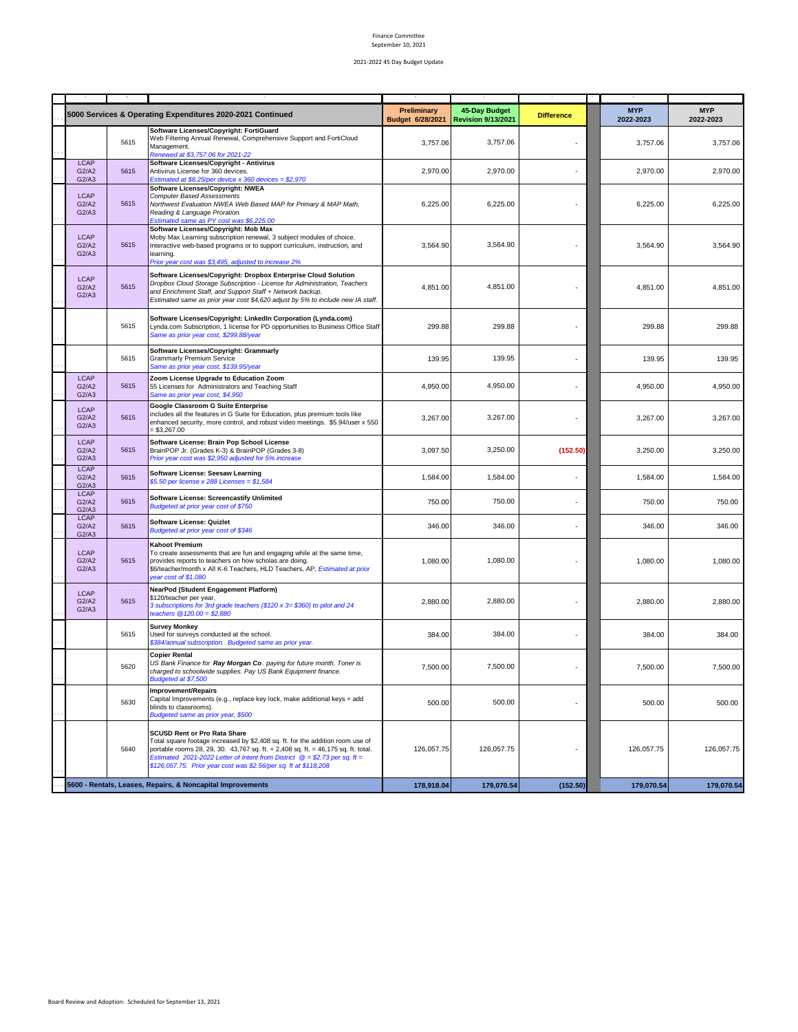Finance Committee
September 10, 2021

2021-2022 45 Day Budget Update

| | | 5000 Services & Operating Expenditures 2020-2021 Continued | Preliminary Budget 6/28/2021 | 45-Day Budget Revision 9/13/2021 | Difference | MYP 2022-2023 | MYP 2022-2023 |
|---|---|---|---|---|---|---|---|
| | 5615 | **Software Licenses/Copyright: FortiGuard** Web Filtering Annual Renewal, Comprehensive Support and FortiCloud Management. *Renewed at $3,757.06 for 2021-22* | 3,757.06 | 3,757.06 | - | 3,757.06 | 3,757.06 |
| LCAP G2/A2 G2/A3 | 5615 | **Software Licenses/Copyright - Antivirus** Antivirus License for 360 devices. *Estimated at $8.25/per device x 360 devices = $2,970* | 2,970.00 | 2,970.00 | - | 2,970.00 | 2,970.00 |
| LCAP G2/A2 G2/A3 | 5615 | **Software Licenses/Copyright: NWEA** *Computer Based Assessments* *Northwest Evaluation NWEA Web Based MAP for Primary & MAP Math, Reading & Language Proration.* *Estimated same as PY cost was $6,225.00* | 6,225.00 | 6,225.00 | - | 6,225.00 | 6,225.00 |
| LCAP G2/A2 G2/A3 | 5615 | **Software Licenses/Copyright: Mob Max** Moby Max Learning subscription renewal, 3 subject modules of choice. Interactive web-based programs or to support curriculum, instruction, and learning. *Prior year cost was $3,495, adjusted to increase 2%* | 3,564.90 | 3,564.90 | - | 3,564.90 | 3,564.90 |
| LCAP G2/A2 G2/A3 | 5615 | **Software Licenses/Copyright: Dropbox Enterprise Cloud Solution** *Dropbox Cloud Storage Subscription - License for Administration, Teachers and Enrichment Staff, and Support Staff + Network backup.* *Estimated same as prior year cost $4,620 adjust by 5% to include new IA staff.* | 4,851.00 | 4,851.00 | - | 4,851.00 | 4,851.00 |
| | 5615 | **Software Licenses/Copyright: LinkedIn Corporation (Lynda.com)** Lynda.com Subscription, 1 license for PD opportunities to Business Office Staff *Same as prior year cost, $299.88/year* | 299.88 | 299.88 | - | 299.88 | 299.88 |
| | 5615 | **Software Licenses/Copyright: Grammarly** Grammarly Premium Service *Same as prior year cost, $139.95/year* | 139.95 | 139.95 | - | 139.95 | 139.95 |
| LCAP G2/A2 G2/A3 | 5615 | **Zoom License Upgrade to Education Zoom** 55 Licenses for Administrators and Teaching Staff *Same as prior year cost, $4,950* | 4,950.00 | 4,950.00 | - | 4,950.00 | 4,950.00 |
| LCAP G2/A2 G2/A3 | 5615 | **Google Classroom G Suite Enterprise** includes all the features in G Suite for Education, plus premium tools like enhanced security, more control, and robust video meetings. $5.94/user x 550 = $3,267.00 | 3,267.00 | 3,267.00 | - | 3,267.00 | 3,267.00 |
| LCAP G2/A2 G2/A3 | 5615 | **Software License: Brain Pop School License** BrainPOP Jr. (Grades K-3) & BrainPOP (Grades 3-8) *Prior year cost was $2,950 adjusted for 5% increase* | 3,097.50 | 3,250.00 | (152.50) | 3,250.00 | 3,250.00 |
| LCAP G2/A2 G2/A3 | 5615 | **Software License: Seesaw Learning** *$5.50 per license x 288 Licenses = $1,584* | 1,584.00 | 1,584.00 | - | 1,584.00 | 1,584.00 |
| LCAP G2/A2 G2/A3 | 5615 | **Software License: Screencastify Unlimited** *Budgeted at prior year cost of $750* | 750.00 | 750.00 | - | 750.00 | 750.00 |
| LCAP G2/A2 G2/A3 | 5615 | **Software License: Quizlet** *Budgeted at prior year cost of $346* | 346.00 | 346.00 | - | 346.00 | 346.00 |
| LCAP G2/A2 G2/A3 | 5615 | **Kahoot Premium** To create assessments that are fun and engaging while at the same time, provides reports to teachers on how scholas are doing. $6/teacher/month x All K-6 Teachers, HLD Teachers, AP, *Estimated at prior year cost of $1,080* | 1,080.00 | 1,080.00 | - | 1,080.00 | 1,080.00 |
| LCAP G2/A2 G2/A3 | 5615 | **NearPod (Student Engagement Platform)** $120/teacher per year, *3 subscriptions for 3rd grade teachers ($120 x 3= $360) to pilot and 24 teachers @120.00 = $2,880* | 2,880.00 | 2,880.00 | - | 2,880.00 | 2,880.00 |
| | 5615 | **Survey Monkey** Used for surveys conducted at the school. *$384/annual subscription. Budgeted same as prior year.* | 384.00 | 384.00 | - | 384.00 | 384.00 |
| | 5620 | **Copier Rental** *US Bank Finance for* ***Ray Morgan Co****. paying for future month. Toner is charged to schoolwide supplies. Pay US Bank Equipment finance.* *Budgeted at $7,500* | 7,500.00 | 7,500.00 | - | 7,500.00 | 7,500.00 |
| | 5630 | **Improvement/Repairs** Capital Improvements (e.g., replace key lock, make additional keys + add blinds to classrooms). *Budgeted same as prior year, $500* | 500.00 | 500.00 | - | 500.00 | 500.00 |
| | 5640 | **SCUSD Rent or Pro Rata Share** Total square footage increased by $2,408 sq. ft. for the addition room use of portable rooms 28, 29, 30. 43,767 sq. ft. + 2,408 sq. ft. = 46,175 sq. ft. total. *Estimated 2021-2022 Letter of Intent from District @ = $2.73 per sq. ft = $126,057.75. Prior year cost was $2.56/per sq. ft at $118,208* | 126,057.75 | 126,057.75 | - | 126,057.75 | 126,057.75 |
| | | **5600 - Rentals, Leases, Repairs, & Noncapital Improvements** | **178,918.04** | **179,070.54** | **(152.50)** | **179,070.54** | **179,070.54** |

Board Review and Adoption: Scheduled for September 13, 2021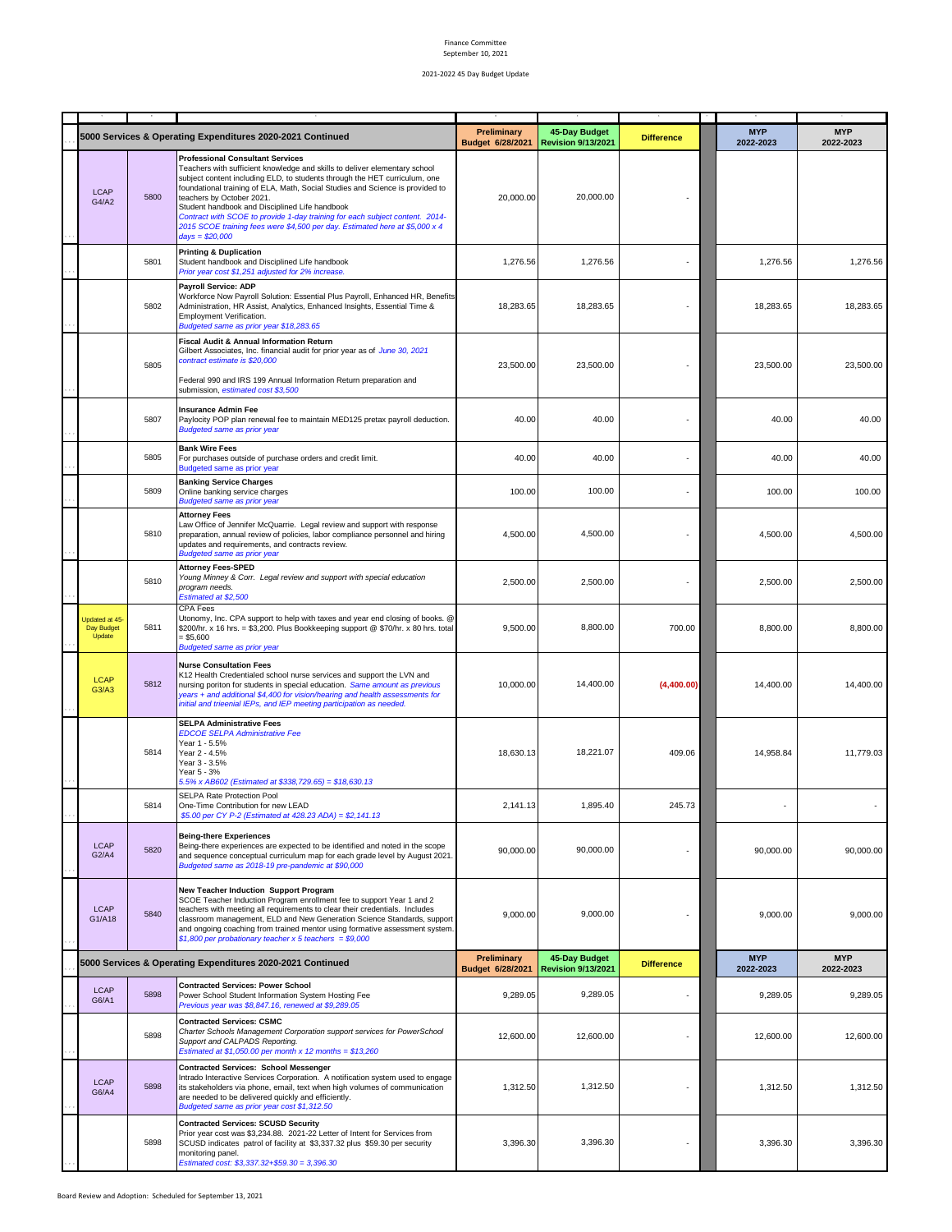Finance Committee
September 10, 2021

2021-2022 45 Day Budget Update

| | | 5000 Services & Operating Expenditures 2020-2021 Continued | Preliminary Budget 6/28/2021 | 45-Day Budget Revision 9/13/2021 | Difference | | MYP 2022-2023 | MYP 2022-2023 |
|---|---|---|---|---|---|---|---|---|
| LCAP G4/A2 | 5800 | **Professional Consultant Services** Teachers with sufficient knowledge and skills to deliver elementary school subject content including ELD, to students through the HET curriculum, one foundational training of ELA, Math, Social Studies and Science is provided to teachers by October 2021. Student handbook and Disciplined Life handbook *Contract with SCOE to provide 1-day training for each subject content. 2014-2015 SCOE training fees were $4,500 per day. Estimated here at $5,000 x 4 days = $20,000* | 20,000.00 | 20,000.00 | - | | | |
| | 5801 | **Printing & Duplication** Student handbook and Disciplined Life handbook *Prior year cost $1,251 adjusted for 2% increase.* | 1,276.56 | 1,276.56 | - | | 1,276.56 | 1,276.56 |
| | 5802 | **Payroll Service: ADP** Workforce Now Payroll Solution: Essential Plus Payroll, Enhanced HR, Benefits Administration, HR Assist, Analytics, Enhanced Insights, Essential Time & Employment Verification. *Budgeted same as prior year $18,283.65* | 18,283.65 | 18,283.65 | - | | 18,283.65 | 18,283.65 |
| | 5805 | **Fiscal Audit & Annual Information Return** Gilbert Associates, Inc. financial audit for prior year as of *June 30, 2021 contract estimate is $20,000* Federal 990 and IRS 199 Annual Information Return preparation and submission, *estimated cost $3,500* | 23,500.00 | 23,500.00 | - | | 23,500.00 | 23,500.00 |
| | 5807 | **Insurance Admin Fee** Paylocity POP plan renewal fee to maintain MED125 pretax payroll deduction. *Budgeted same as prior year* | 40.00 | 40.00 | - | | 40.00 | 40.00 |
| | 5805 | **Bank Wire Fees** For purchases outside of purchase orders and credit limit. *Budgeted same as prior year* | 40.00 | 40.00 | - | | 40.00 | 40.00 |
| | 5809 | **Banking Service Charges** Online banking service charges *Budgeted same as prior year* | 100.00 | 100.00 | - | | 100.00 | 100.00 |
| | 5810 | **Attorney Fees** Law Office of Jennifer McQuarrie. Legal review and support with response preparation, annual review of policies, labor compliance personnel and hiring updates and requirements, and contracts review. *Budgeted same as prior year* | 4,500.00 | 4,500.00 | - | | 4,500.00 | 4,500.00 |
| | 5810 | **Attorney Fees-SPED** *Young Minney & Corr. Legal review and support with special education program needs. Estimated at $2,500* | 2,500.00 | 2,500.00 | - | | 2,500.00 | 2,500.00 |
| Updated at 45-Day Budget Update | 5811 | CPA Fees Utonomy, Inc. CPA support to help with taxes and year end closing of books. @ $200/hr. x 16 hrs. = $3,200. Plus Bookkeeping support @ $70/hr. x 80 hrs. total = $5,600 *Budgeted same as prior year* | 9,500.00 | 8,800.00 | 700.00 | | 8,800.00 | 8,800.00 |
| LCAP G3/A3 | 5812 | **Nurse Consultation Fees** K12 Health Credentialed school nurse services and support the LVN and nursing poriton for students in special education. *Same amount as previous years + and additional $4,400 for vision/hearing and health assessments for initial and triennial IEPs, and IEP meeting participation as needed.* | 10,000.00 | 14,400.00 | (4,400.00) | | 14,400.00 | 14,400.00 |
| | 5814 | **SELPA Administrative Fees** *EDCOE SELPA Administrative Fee* Year 1 - 5.5% Year 2 - 4.5% Year 3 - 3.5% Year 5 - 3% *5.5% x AB602 (Estimated at $338,729.65) = $18,630.13* | 18,630.13 | 18,221.07 | 409.06 | | 14,958.84 | 11,779.03 |
| | 5814 | SELPA Rate Protection Pool One-Time Contribution for new LEAD *$5.00 per CY P-2 (Estimated at 428.23 ADA) = $2,141.13* | 2,141.13 | 1,895.40 | 245.73 | | - | - |
| LCAP G2/A4 | 5820 | **Being-there Experiences** Being-there experiences are expected to be identified and noted in the scope and sequence conceptual curriculum map for each grade level by August 2021. *Budgeted same as 2018-19 pre-pandemic at $90,000* | 90,000.00 | 90,000.00 | - | | 90,000.00 | 90,000.00 |
| LCAP G1/A18 | 5840 | **New Teacher Induction Support Program** SCOE Teacher Induction Program enrollment fee to support Year 1 and 2 teachers with meeting all requirements to clear their credentials. Includes classroom management, ELD and New Generation Science Standards, support and ongoing coaching from trained mentor using formative assessment system. *$1,800 per probationary teacher x 5 teachers = $9,000* | 9,000.00 | 9,000.00 | - | | 9,000.00 | 9,000.00 |
| | | **5000 Services & Operating Expenditures 2020-2021 Continued** | **Preliminary Budget 6/28/2021** | **45-Day Budget Revision 9/13/2021** | **Difference** | | **MYP 2022-2023** | **MYP 2022-2023** |
| LCAP G6/A1 | 5898 | **Contracted Services: Power School** Power School Student Information System Hosting Fee *Previous year was $8,847.16, renewed at $9,289.05* | 9,289.05 | 9,289.05 | - | | 9,289.05 | 9,289.05 |
| | 5898 | **Contracted Services: CSMC** *Charter Schools Management Corporation support services for PowerSchool Support and CALPADS Reporting. Estimated at $1,050.00 per month x 12 months = $13,260* | 12,600.00 | 12,600.00 | - | | 12,600.00 | 12,600.00 |
| LCAP G6/A4 | 5898 | **Contracted Services: School Messenger** Intrado Interactive Services Corporation. A notification system used to engage its stakeholders via phone, email, text when high volumes of communication are needed to be delivered quickly and efficiently. *Budgeted same as prior year cost $1,312.50* | 1,312.50 | 1,312.50 | - | | 1,312.50 | 1,312.50 |
| | 5898 | **Contracted Services: SCUSD Security** Prior year cost was $3,234.88. 2021-22 Letter of Intent for Services from SCUSD indicates patrol of facility at $3,337.32 plus $59.30 per security monitoring panel. *Estimated cost: $3,337.32+$59.30 = 3,396.30* | 3,396.30 | 3,396.30 | - | | 3,396.30 | 3,396.30 |

Board Review and Adoption: Scheduled for September 13, 2021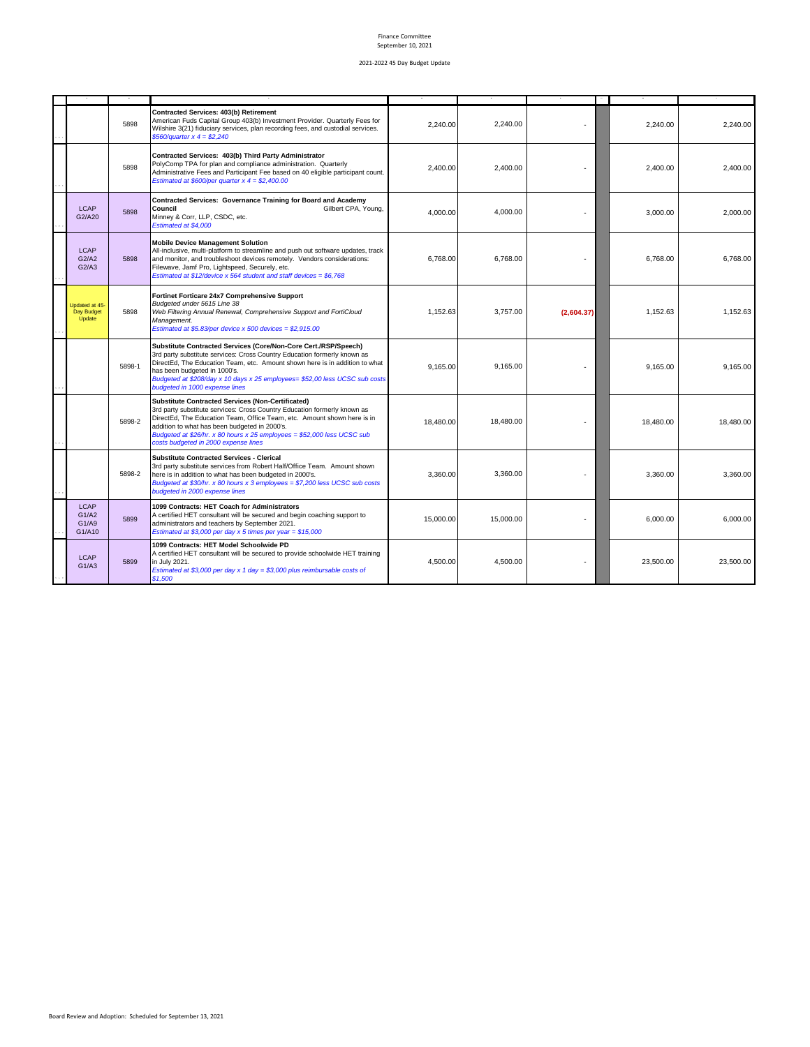Finance Committee
September 10, 2021

2021-2022 45 Day Budget Update

| | | | | | | | | | |
|---|---|---|---|---|---|---|---|---|---|
| | | 5898 | **Contracted Services: 403(b) Retirement** American Fuds Capital Group 403(b) Investment Provider. Quarterly Fees for Wilshire 3(21) fiduciary services, plan recording fees, and custodial services. *$560/quarter x 4 = $2,240* | 2,240.00 | 2,240.00 | - | | 2,240.00 | 2,240.00 |
| | | 5898 | **Contracted Services: 403(b) Third Party Administrator** PolyComp TPA for plan and compliance administration. Quarterly Administrative Fees and Participant Fee based on 40 eligible participant count. *Estimated at $600/per quarter x 4 = $2,400.00* | 2,400.00 | 2,400.00 | - | | 2,400.00 | 2,400.00 |
| | LCAP G2/A20 | 5898 | **Contracted Services: Governance Training for Board and Academy Council** Gilbert CPA, Young, Minney & Corr, LLP, CSDC, etc. *Estimated at $4,000* | 4,000.00 | 4,000.00 | - | | 3,000.00 | 2,000.00 |
| | LCAP G2/A2 G2/A3 | 5898 | **Mobile Device Management Solution** All-inclusive, multi-platform to streamline and push out software updates, track and monitor, and troubleshoot devices remotely. Vendors considerations: Filewave, Jamf Pro, Lightspeed, Securely, etc. *Estimated at $12/device x 564 student and staff devices = $6,768* | 6,768.00 | 6,768.00 | - | | 6,768.00 | 6,768.00 |
| | Updated at 45-Day Budget Update | 5898 | **Fortinet Forticare 24x7 Comprehensive Support** *Budgeted under 5615 Line 38* *Web Filtering Annual Renewal, Comprehensive Support and FortiCloud Management.* *Estimated at $5.83/per device x 500 devices = $2,915.00* | 1,152.63 | 3,757.00 | (2,604.37) | | 1,152.63 | 1,152.63 |
| | | 5898-1 | **Substitute Contracted Services (Core/Non-Core Cert./RSP/Speech)** 3rd party substitute services: Cross Country Education formerly known as DirectEd, The Education Team, etc. Amount shown here is in addition to what has been budgeted in 1000's. *Budgeted at $208/day x 10 days x 25 employees= $52,00 less UCSC sub costs budgeted in 1000 expense lines* | 9,165.00 | 9,165.00 | - | | 9,165.00 | 9,165.00 |
| | | 5898-2 | **Substitute Contracted Services (Non-Certificated)** 3rd party substitute services: Cross Country Education formerly known as DirectEd, The Education Team, Office Team, etc. Amount shown here is in addition to what has been budgeted in 2000's. *Budgeted at $26/hr. x 80 hours x 25 employees = $52,000 less UCSC sub costs budgeted in 2000 expense lines* | 18,480.00 | 18,480.00 | - | | 18,480.00 | 18,480.00 |
| | | 5898-2 | **Substitute Contracted Services - Clerical** 3rd party substitute services from Robert Half/Office Team. Amount shown here is in addition to what has been budgeted in 2000's. *Budgeted at $30/hr. x 80 hours x 3 employees = $7,200 less UCSC sub costs budgeted in 2000 expense lines* | 3,360.00 | 3,360.00 | - | | 3,360.00 | 3,360.00 |
| | LCAP G1/A2 G1/A9 G1/A10 | 5899 | **1099 Contracts: HET Coach for Administrators** A certified HET consultant will be secured and begin coaching support to administrators and teachers by September 2021. *Estimated at $3,000 per day x 5 times per year = $15,000* | 15,000.00 | 15,000.00 | - | | 6,000.00 | 6,000.00 |
| | LCAP G1/A3 | 5899 | **1099 Contracts: HET Model Schoolwide PD** A certified HET consultant will be secured to provide schoolwide HET training in July 2021. *Estimated at $3,000 per day x 1 day = $3,000 plus reimbursable costs of $1,500* | 4,500.00 | 4,500.00 | - | | 23,500.00 | 23,500.00 |

Board Review and Adoption: Scheduled for September 13, 2021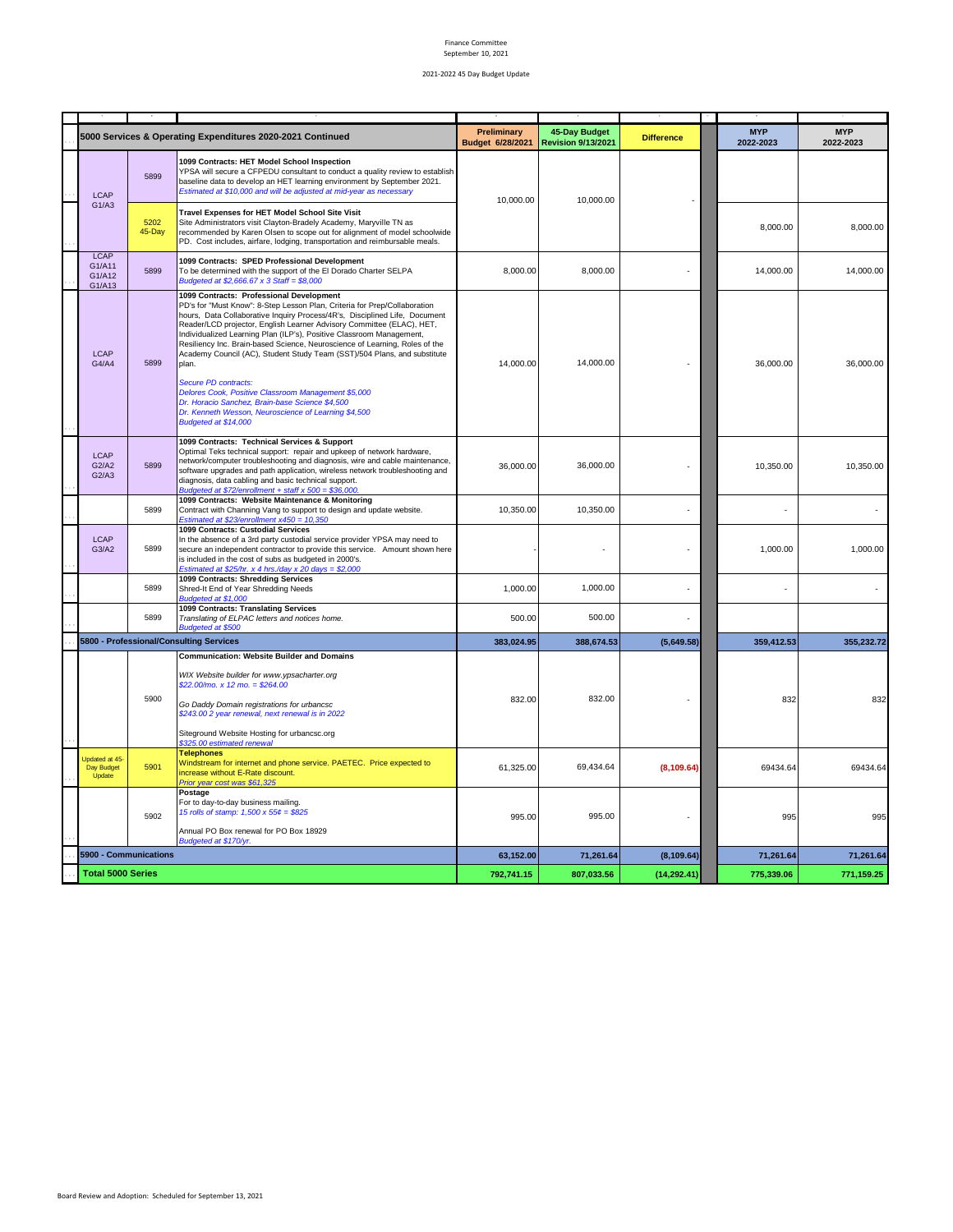| LCAP | Object | 5000 Services & Operating Expenditures 2020-2021 Continued | Preliminary Budget 6/28/2021 | 45-Day Budget Revision 9/13/2021 | Difference | MYP 2022-2023 | MYP 2022-2023 |
|---|---|---|---|---|---|---|---|
| LCAP G1/A3 | 5899 | **1099 Contracts: HET Model School Inspection** YPSA will secure a CFPEDU consultant to conduct a quality review to establish baseline data to develop an HET learning environment by September 2021. *Estimated at $10,000 and will be adjusted at mid-year as necessary* | 10,000.00 | 10,000.00 | - | | |
| | 5202 45-Day | **Travel Expenses for HET Model School Site Visit** Site Administrators visit Clayton-Bradely Academy, Maryville TN as recommended by Karen Olsen to scope out for alignment of model schoolwide PD. Cost includes, airfare, lodging, transportation and reimbursable meals. | | | | 8,000.00 | 8,000.00 |
| LCAP G1/A11 G1/A12 G1/A13 | 5899 | **1099 Contracts: SPED Professional Development** To be determined with the support of the El Dorado Charter SELPA *Budgeted at $2,666.67 x 3 Staff = $8,000* | 8,000.00 | 8,000.00 | - | 14,000.00 | 14,000.00 |
| LCAP G4/A4 | 5899 | **1099 Contracts: Professional Development** PD's for "Must Know": 8-Step Lesson Plan, Criteria for Prep/Collaboration hours, Data Collaborative Inquiry Process/4R's, Disciplined Life, Document Reader/LCD projector, English Learner Advisory Committee (ELAC), HET, Individualized Learning Plan (ILP's), Positive Classroom Management, Resiliency Inc. Brain-based Science, Neuroscience of Learning, Roles of the Academy Council (AC), Student Study Team (SST)/504 Plans, and substitute plan. *Secure PD contracts:* *Delores Cook, Positive Classroom Management $5,000* *Dr. Horacio Sanchez, Brain-base Science $4,500* *Dr. Kenneth Wesson, Neuroscience of Learning $4,500* *Budgeted at $14,000* | 14,000.00 | 14,000.00 | - | 36,000.00 | 36,000.00 |
| LCAP G2/A2 G2/A3 | 5899 | **1099 Contracts: Technical Services & Support** Optimal Teks technical support: repair and upkeep of network hardware, network/computer troubleshooting and diagnosis, wire and cable maintenance, software upgrades and path application, wireless network troubleshooting and diagnosis, data cabling and basic technical support. *Budgeted at $72/enrollment + staff x 500 = $36,000.* | 36,000.00 | 36,000.00 | - | 10,350.00 | 10,350.00 |
| | 5899 | **1099 Contracts: Website Maintenance & Monitoring** Contract with Channing Vang to support to design and update website. *Estimated at $23/enrollment x450 = 10,350* | 10,350.00 | 10,350.00 | - | - | - |
| LCAP G3/A2 | 5899 | **1099 Contracts: Custodial Services** In the absence of a 3rd party custodial service provider YPSA may need to secure an independent contractor to provide this service. Amount shown here is included in the cost of subs as budgeted in 2000's. *Estimated at $25/hr. x 4 hrs./day x 20 days = $2,000* | - | - | - | 1,000.00 | 1,000.00 |
| | 5899 | **1099 Contracts: Shredding Services** Shred-It End of Year Shredding Needs *Budgeted at $1,000* | 1,000.00 | 1,000.00 | - | - | - |
| | 5899 | **1099 Contracts: Translating Services** *Translating of ELPAC letters and notices home.* *Budgeted at $500* | 500.00 | 500.00 | - | | |
| **5800 - Professional/Consulting Services** | | | **383,024.95** | **388,674.53** | **(5,649.58)** | **359,412.53** | **355,232.72** |
| | 5900 | **Communication: Website Builder and Domains** *WIX Website builder for www.ypsacharter.org* *$22.00/mo. x 12 mo. = $264.00* Go Daddy Domain registrations for urbancsc *$243.00 2 year renewal, next renewal is in 2022* Siteground Website Hosting for urbancsc.org *$325.00 estimated renewal* | 832.00 | 832.00 | - | 832 | 832 |
| Updated at 45-Day Budget Update | 5901 | **Telephones** Windstream for internet and phone service. PAETEC. Price expected to increase without E-Rate discount. *Prior year cost was $61,325* | 61,325.00 | 69,434.64 | **(8,109.64)** | 69434.64 | 69434.64 |
| | 5902 | **Postage** For to day-to-day business mailing. *15 rolls of stamp: 1,500 x 55¢ = $825* Annual PO Box renewal for PO Box 18929 *Budgeted at $170/yr.* | 995.00 | 995.00 | - | 995 | 995 |
| **5900 - Communications** | | | **63,152.00** | **71,261.64** | **(8,109.64)** | **71,261.64** | **71,261.64** |
| **Total 5000 Series** | | | **792,741.15** | **807,033.56** | **(14,292.41)** | **775,339.06** | **771,159.25** |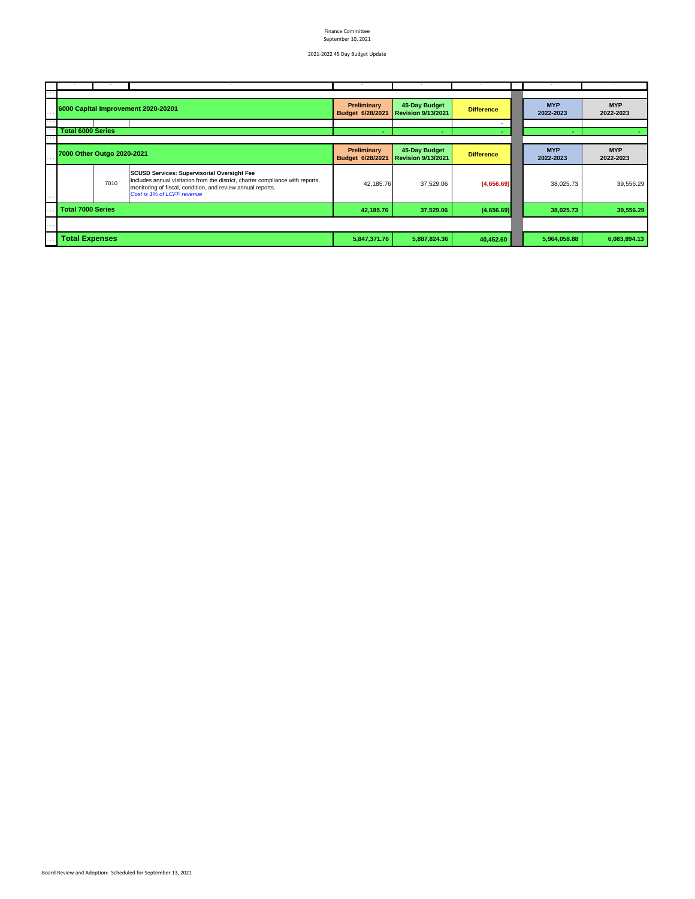Finance Committee
September 10, 2021

2021-2022 45 Day Budget Update

| | | | Preliminary Budget 6/28/2021 | 45-Day Budget Revision 9/13/2021 | Difference | MYP 2022-2023 | MYP 2022-2023 |
|---|---|---|---|---|---|---|---|
| **6000 Capital Improvement 2020-20201** | | | | | | | |
| | | | | | - | | |
| **Total 6000 Series** | | | - | - | - | - | - |
| **7000 Other Outgo 2020-2021** | | | **Preliminary Budget 6/28/2021** | **45-Day Budget Revision 9/13/2021** | **Difference** | **MYP 2022-2023** | **MYP 2022-2023** |
| | 7010 | **SCUSD Services: Supervisorial Oversight Fee** Includes annual visitation from the district, charter compliance with reports, monitoring of fiscal, condition, and review annual reports. *Cost is 1% of LCFF revenue* | 42,185.76 | 37,529.06 | **(4,656.69)** | 38,025.73 | 39,556.29 |
| **Total 7000 Series** | | | **42,185.76** | **37,529.06** | **(4,656.69)** | **38,025.73** | **39,556.29** |
| **Total Expenses** | | | **5,847,371.76** | **5,887,824.36** | **40,452.60** | **5,964,058.88** | **6,083,894.13** |

Board Review and Adoption: Scheduled for September 13, 2021